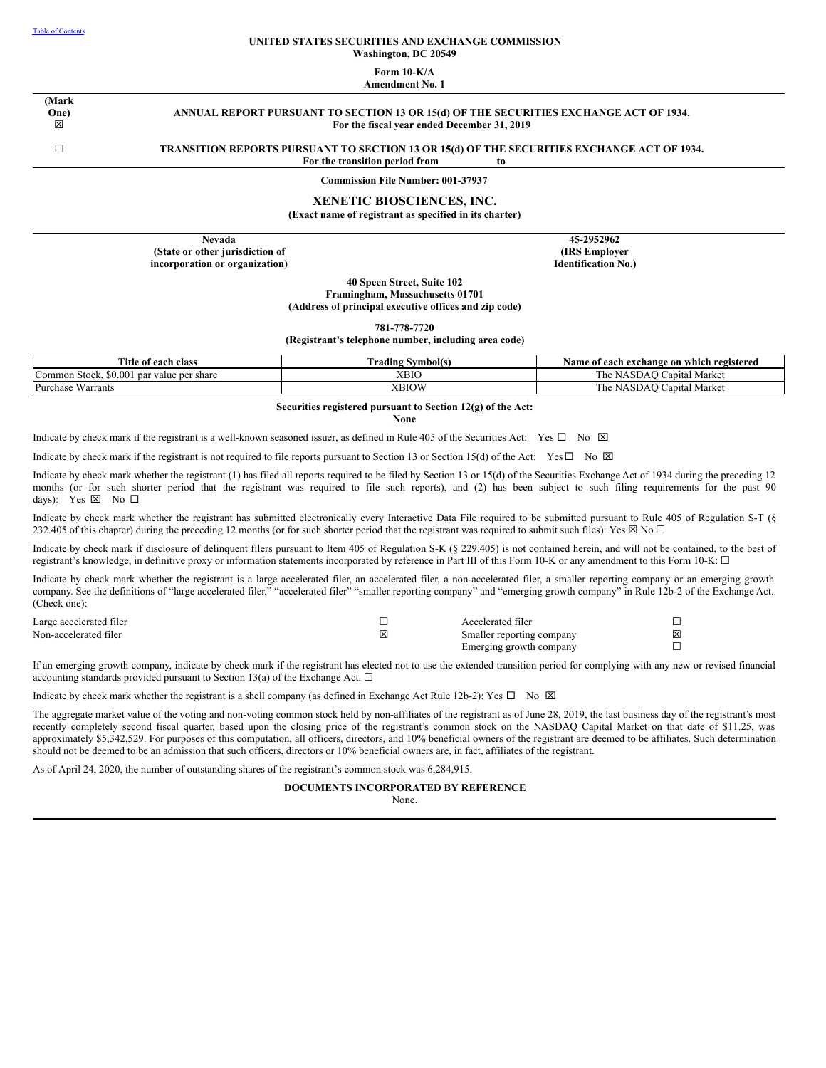[Table of Contents](#)

**UNITED STATES SECURITIES AND EXCHANGE COMMISSION**
**Washington, DC 20549**

**Form 10-K/A**
**Amendment No. 1**

**(Mark One)**

☒ **ANNUAL REPORT PURSUANT TO SECTION 13 OR 15(d) OF THE SECURITIES EXCHANGE ACT OF 1934.**
**For the fiscal year ended December 31, 2019**

☐ **TRANSITION REPORTS PURSUANT TO SECTION 13 OR 15(d) OF THE SECURITIES EXCHANGE ACT OF 1934.**
**For the transition period from to**

**Commission File Number: 001-37937**

## XENETIC BIOSCIENCES, INC.

**(Exact name of registrant as specified in its charter)**

| **Nevada** | **45-2952962** |
|---|---|
| **(State or other jurisdiction of incorporation or organization)** | **(IRS Employer Identification No.)** |

**40 Speen Street, Suite 102**
**Framingham, Massachusetts 01701**
**(Address of principal executive offices and zip code)**

**781-778-7720**
**(Registrant's telephone number, including area code)**

| Title of each class | Trading Symbol(s) | Name of each exchange on which registered |
|---|---|---|
| Common Stock, $0.001 par value per share | XBIO | The NASDAQ Capital Market |
| Purchase Warrants | XBIOW | The NASDAQ Capital Market |

**Securities registered pursuant to Section 12(g) of the Act:**
**None**

Indicate by check mark if the registrant is a well-known seasoned issuer, as defined in Rule 405 of the Securities Act: Yes ☐ No ☒

Indicate by check mark if the registrant is not required to file reports pursuant to Section 13 or Section 15(d) of the Act: Yes ☐ No ☒

Indicate by check mark whether the registrant (1) has filed all reports required to be filed by Section 13 or 15(d) of the Securities Exchange Act of 1934 during the preceding 12 months (or for such shorter period that the registrant was required to file such reports), and (2) has been subject to such filing requirements for the past 90 days): Yes ☒ No ☐

Indicate by check mark whether the registrant has submitted electronically every Interactive Data File required to be submitted pursuant to Rule 405 of Regulation S-T (§ 232.405 of this chapter) during the preceding 12 months (or for such shorter period that the registrant was required to submit such files): Yes ☒ No ☐

Indicate by check mark if disclosure of delinquent filers pursuant to Item 405 of Regulation S-K (§ 229.405) is not contained herein, and will not be contained, to the best of registrant's knowledge, in definitive proxy or information statements incorporated by reference in Part III of this Form 10-K or any amendment to this Form 10-K: ☐

Indicate by check mark whether the registrant is a large accelerated filer, an accelerated filer, a non-accelerated filer, a smaller reporting company or an emerging growth company. See the definitions of "large accelerated filer," "accelerated filer" "smaller reporting company" and "emerging growth company" in Rule 12b-2 of the Exchange Act. (Check one):

| | | | |
|---|---|---|---|
| Large accelerated filer | ☐ | Accelerated filer | ☐ |
| Non-accelerated filer | ☒ | Smaller reporting company | ☒ |
| | | Emerging growth company | ☐ |

If an emerging growth company, indicate by check mark if the registrant has elected not to use the extended transition period for complying with any new or revised financial accounting standards provided pursuant to Section 13(a) of the Exchange Act. ☐

Indicate by check mark whether the registrant is a shell company (as defined in Exchange Act Rule 12b-2): Yes ☐ No ☒

The aggregate market value of the voting and non-voting common stock held by non-affiliates of the registrant as of June 28, 2019, the last business day of the registrant's most recently completely second fiscal quarter, based upon the closing price of the registrant's common stock on the NASDAQ Capital Market on that date of $11.25, was approximately $5,342,529. For purposes of this computation, all officers, directors, and 10% beneficial owners of the registrant are deemed to be affiliates. Such determination should not be deemed to be an admission that such officers, directors or 10% beneficial owners are, in fact, affiliates of the registrant.

As of April 24, 2020, the number of outstanding shares of the registrant's common stock was 6,284,915.

**DOCUMENTS INCORPORATED BY REFERENCE**

None.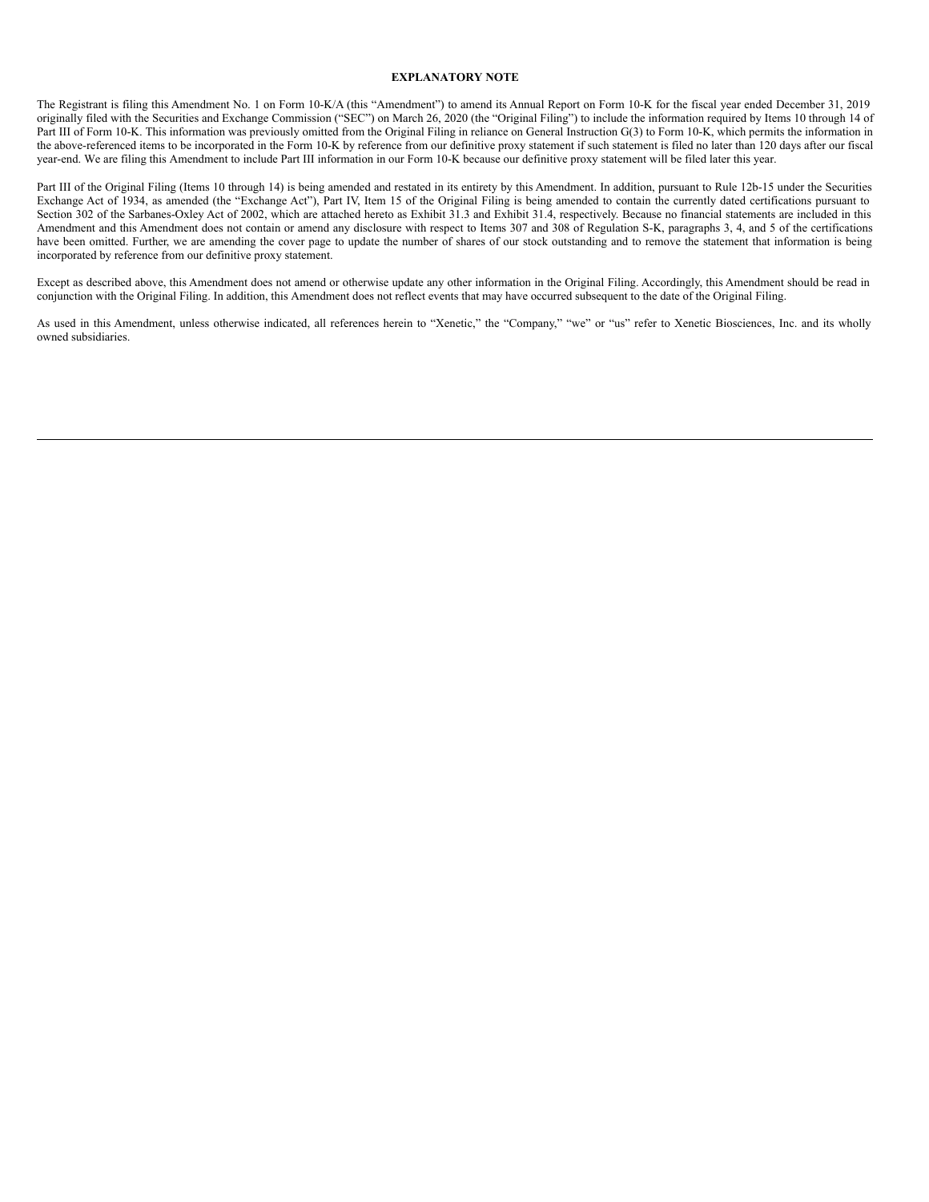**EXPLANATORY NOTE**

The Registrant is filing this Amendment No. 1 on Form 10-K/A (this "Amendment") to amend its Annual Report on Form 10-K for the fiscal year ended December 31, 2019 originally filed with the Securities and Exchange Commission ("SEC") on March 26, 2020 (the "Original Filing") to include the information required by Items 10 through 14 of Part III of Form 10-K. This information was previously omitted from the Original Filing in reliance on General Instruction G(3) to Form 10-K, which permits the information in the above-referenced items to be incorporated in the Form 10-K by reference from our definitive proxy statement if such statement is filed no later than 120 days after our fiscal year-end. We are filing this Amendment to include Part III information in our Form 10-K because our definitive proxy statement will be filed later this year.

Part III of the Original Filing (Items 10 through 14) is being amended and restated in its entirety by this Amendment. In addition, pursuant to Rule 12b-15 under the Securities Exchange Act of 1934, as amended (the "Exchange Act"), Part IV, Item 15 of the Original Filing is being amended to contain the currently dated certifications pursuant to Section 302 of the Sarbanes-Oxley Act of 2002, which are attached hereto as Exhibit 31.3 and Exhibit 31.4, respectively. Because no financial statements are included in this Amendment and this Amendment does not contain or amend any disclosure with respect to Items 307 and 308 of Regulation S-K, paragraphs 3, 4, and 5 of the certifications have been omitted. Further, we are amending the cover page to update the number of shares of our stock outstanding and to remove the statement that information is being incorporated by reference from our definitive proxy statement.

Except as described above, this Amendment does not amend or otherwise update any other information in the Original Filing. Accordingly, this Amendment should be read in conjunction with the Original Filing. In addition, this Amendment does not reflect events that may have occurred subsequent to the date of the Original Filing.

As used in this Amendment, unless otherwise indicated, all references herein to "Xenetic," the "Company," "we" or "us" refer to Xenetic Biosciences, Inc. and its wholly owned subsidiaries.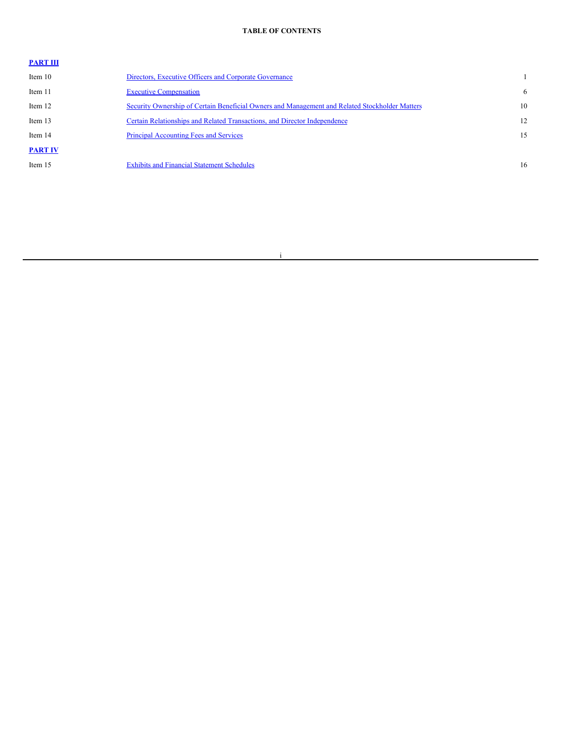**TABLE OF CONTENTS**

| | | |
|---|---|---|
| **PART III** | | |
| Item 10 | Directors, Executive Officers and Corporate Governance | 1 |
| Item 11 | Executive Compensation | 6 |
| Item 12 | Security Ownership of Certain Beneficial Owners and Management and Related Stockholder Matters | 10 |
| Item 13 | Certain Relationships and Related Transactions, and Director Independence | 12 |
| Item 14 | Principal Accounting Fees and Services | 15 |
| **PART IV** | | |
| Item 15 | Exhibits and Financial Statement Schedules | 16 |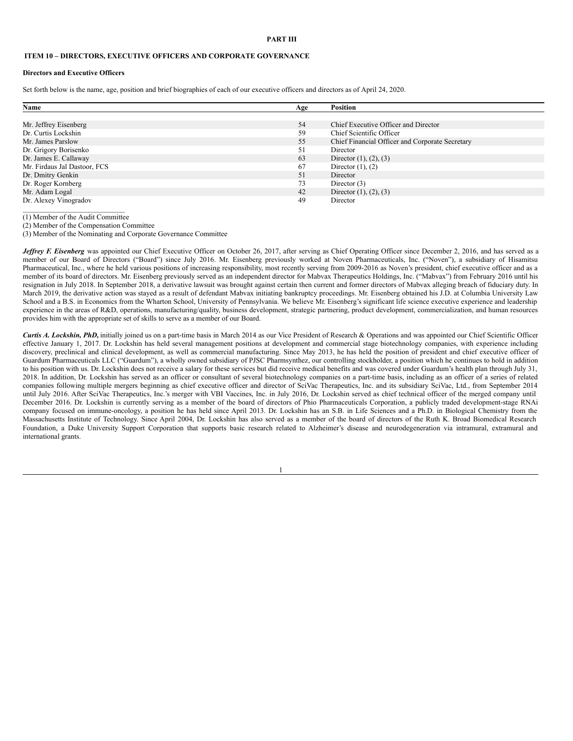# PART III

## ITEM 10 – DIRECTORS, EXECUTIVE OFFICERS AND CORPORATE GOVERNANCE

### Directors and Executive Officers

Set forth below is the name, age, position and brief biographies of each of our executive officers and directors as of April 24, 2020.

| Name | Age | Position |
|---|---|---|
| Mr. Jeffrey Eisenberg | 54 | Chief Executive Officer and Director |
| Dr. Curtis Lockshin | 59 | Chief Scientific Officer |
| Mr. James Parslow | 55 | Chief Financial Officer and Corporate Secretary |
| Dr. Grigory Borisenko | 51 | Director |
| Dr. James E. Callaway | 63 | Director (1), (2), (3) |
| Mr. Firdaus Jal Dastoor, FCS | 67 | Director (1), (2) |
| Dr. Dmitry Genkin | 51 | Director |
| Dr. Roger Kornberg | 73 | Director (3) |
| Mr. Adam Logal | 42 | Director (1), (2), (3) |
| Dr. Alexey Vinogradov | 49 | Director |

(1) Member of the Audit Committee

(2) Member of the Compensation Committee

(3) Member of the Nominating and Corporate Governance Committee

***Jeffrey F. Eisenberg*** was appointed our Chief Executive Officer on October 26, 2017, after serving as Chief Operating Officer since December 2, 2016, and has served as a member of our Board of Directors ("Board") since July 2016. Mr. Eisenberg previously worked at Noven Pharmaceuticals, Inc. ("Noven"), a subsidiary of Hisamitsu Pharmaceutical, Inc., where he held various positions of increasing responsibility, most recently serving from 2009-2016 as Noven's president, chief executive officer and as a member of its board of directors. Mr. Eisenberg previously served as an independent director for Mabvax Therapeutics Holdings, Inc. ("Mabvax") from February 2016 until his resignation in July 2018. In September 2018, a derivative lawsuit was brought against certain then current and former directors of Mabvax alleging breach of fiduciary duty. In March 2019, the derivative action was stayed as a result of defendant Mabvax initiating bankruptcy proceedings. Mr. Eisenberg obtained his J.D. at Columbia University Law School and a B.S. in Economics from the Wharton School, University of Pennsylvania. We believe Mr. Eisenberg's significant life science executive experience and leadership experience in the areas of R&D, operations, manufacturing/quality, business development, strategic partnering, product development, commercialization, and human resources provides him with the appropriate set of skills to serve as a member of our Board.

***Curtis A. Lockshin, PhD,*** initially joined us on a part-time basis in March 2014 as our Vice President of Research & Operations and was appointed our Chief Scientific Officer effective January 1, 2017. Dr. Lockshin has held several management positions at development and commercial stage biotechnology companies, with experience including discovery, preclinical and clinical development, as well as commercial manufacturing. Since May 2013, he has held the position of president and chief executive officer of Guardum Pharmaceuticals LLC ("Guardum"), a wholly owned subsidiary of PJSC Pharmsynthez, our controlling stockholder, a position which he continues to hold in addition to his position with us. Dr. Lockshin does not receive a salary for these services but did receive medical benefits and was covered under Guardum's health plan through July 31, 2018. In addition, Dr. Lockshin has served as an officer or consultant of several biotechnology companies on a part-time basis, including as an officer of a series of related companies following multiple mergers beginning as chief executive officer and director of SciVac Therapeutics, Inc. and its subsidiary SciVac, Ltd., from September 2014 until July 2016. After SciVac Therapeutics, Inc.'s merger with VBI Vaccines, Inc. in July 2016, Dr. Lockshin served as chief technical officer of the merged company until December 2016. Dr. Lockshin is currently serving as a member of the board of directors of Phio Pharmaceuticals Corporation, a publicly traded development-stage RNAi company focused on immune-oncology, a position he has held since April 2013. Dr. Lockshin has an S.B. in Life Sciences and a Ph.D. in Biological Chemistry from the Massachusetts Institute of Technology. Since April 2004, Dr. Lockshin has also served as a member of the board of directors of the Ruth K. Broad Biomedical Research Foundation, a Duke University Support Corporation that supports basic research related to Alzheimer's disease and neurodegeneration via intramural, extramural and international grants.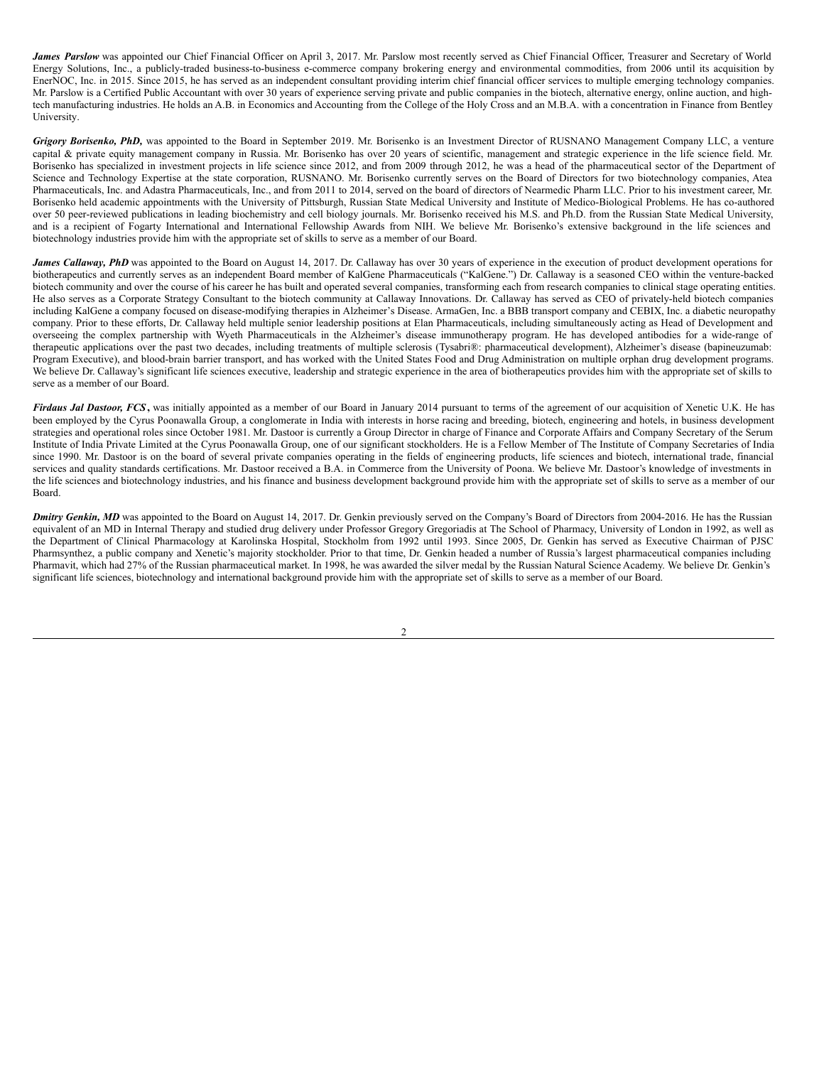***James Parslow*** was appointed our Chief Financial Officer on April 3, 2017. Mr. Parslow most recently served as Chief Financial Officer, Treasurer and Secretary of World Energy Solutions, Inc., a publicly-traded business-to-business e-commerce company brokering energy and environmental commodities, from 2006 until its acquisition by EnerNOC, Inc. in 2015. Since 2015, he has served as an independent consultant providing interim chief financial officer services to multiple emerging technology companies. Mr. Parslow is a Certified Public Accountant with over 30 years of experience serving private and public companies in the biotech, alternative energy, online auction, and high-tech manufacturing industries. He holds an A.B. in Economics and Accounting from the College of the Holy Cross and an M.B.A. with a concentration in Finance from Bentley University.

***Grigory Borisenko, PhD,*** was appointed to the Board in September 2019. Mr. Borisenko is an Investment Director of RUSNANO Management Company LLC, a venture capital & private equity management company in Russia. Mr. Borisenko has over 20 years of scientific, management and strategic experience in the life science field. Mr. Borisenko has specialized in investment projects in life science since 2012, and from 2009 through 2012, he was a head of the pharmaceutical sector of the Department of Science and Technology Expertise at the state corporation, RUSNANO. Mr. Borisenko currently serves on the Board of Directors for two biotechnology companies, Atea Pharmaceuticals, Inc. and Adastra Pharmaceuticals, Inc., and from 2011 to 2014, served on the board of directors of Nearmedic Pharm LLC. Prior to his investment career, Mr. Borisenko held academic appointments with the University of Pittsburgh, Russian State Medical University and Institute of Medico-Biological Problems. He has co-authored over 50 peer-reviewed publications in leading biochemistry and cell biology journals. Mr. Borisenko received his M.S. and Ph.D. from the Russian State Medical University, and is a recipient of Fogarty International and International Fellowship Awards from NIH. We believe Mr. Borisenko's extensive background in the life sciences and biotechnology industries provide him with the appropriate set of skills to serve as a member of our Board.

***James Callaway, PhD*** was appointed to the Board on August 14, 2017. Dr. Callaway has over 30 years of experience in the execution of product development operations for biotherapeutics and currently serves as an independent Board member of KalGene Pharmaceuticals ("KalGene.") Dr. Callaway is a seasoned CEO within the venture-backed biotech community and over the course of his career he has built and operated several companies, transforming each from research companies to clinical stage operating entities. He also serves as a Corporate Strategy Consultant to the biotech community at Callaway Innovations. Dr. Callaway has served as CEO of privately-held biotech companies including KalGene a company focused on disease-modifying therapies in Alzheimer's Disease. ArmaGen, Inc. a BBB transport company and CEBIX, Inc. a diabetic neuropathy company. Prior to these efforts, Dr. Callaway held multiple senior leadership positions at Elan Pharmaceuticals, including simultaneously acting as Head of Development and overseeing the complex partnership with Wyeth Pharmaceuticals in the Alzheimer's disease immunotherapy program. He has developed antibodies for a wide-range of therapeutic applications over the past two decades, including treatments of multiple sclerosis (Tysabri®: pharmaceutical development), Alzheimer's disease (bapineuzumab: Program Executive), and blood-brain barrier transport, and has worked with the United States Food and Drug Administration on multiple orphan drug development programs. We believe Dr. Callaway's significant life sciences executive, leadership and strategic experience in the area of biotherapeutics provides him with the appropriate set of skills to serve as a member of our Board.

***Firdaus Jal Dastoor, FCS*****,** was initially appointed as a member of our Board in January 2014 pursuant to terms of the agreement of our acquisition of Xenetic U.K. He has been employed by the Cyrus Poonawalla Group, a conglomerate in India with interests in horse racing and breeding, biotech, engineering and hotels, in business development strategies and operational roles since October 1981. Mr. Dastoor is currently a Group Director in charge of Finance and Corporate Affairs and Company Secretary of the Serum Institute of India Private Limited at the Cyrus Poonawalla Group, one of our significant stockholders. He is a Fellow Member of The Institute of Company Secretaries of India since 1990. Mr. Dastoor is on the board of several private companies operating in the fields of engineering products, life sciences and biotech, international trade, financial services and quality standards certifications. Mr. Dastoor received a B.A. in Commerce from the University of Poona. We believe Mr. Dastoor's knowledge of investments in the life sciences and biotechnology industries, and his finance and business development background provide him with the appropriate set of skills to serve as a member of our Board.

***Dmitry Genkin, MD*** was appointed to the Board on August 14, 2017. Dr. Genkin previously served on the Company's Board of Directors from 2004-2016. He has the Russian equivalent of an MD in Internal Therapy and studied drug delivery under Professor Gregory Gregoriadis at The School of Pharmacy, University of London in 1992, as well as the Department of Clinical Pharmacology at Karolinska Hospital, Stockholm from 1992 until 1993. Since 2005, Dr. Genkin has served as Executive Chairman of PJSC Pharmsynthez, a public company and Xenetic's majority stockholder. Prior to that time, Dr. Genkin headed a number of Russia's largest pharmaceutical companies including Pharmavit, which had 27% of the Russian pharmaceutical market. In 1998, he was awarded the silver medal by the Russian Natural Science Academy. We believe Dr. Genkin's significant life sciences, biotechnology and international background provide him with the appropriate set of skills to serve as a member of our Board.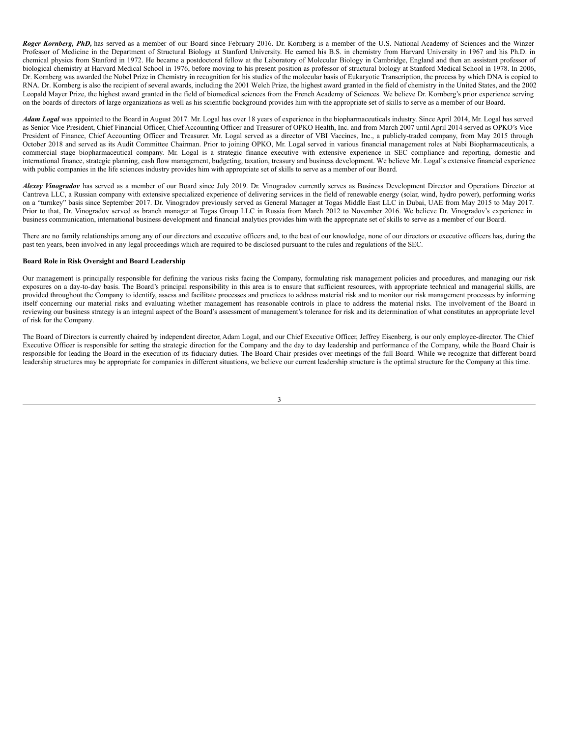***Roger Kornberg, PhD,*** has served as a member of our Board since February 2016. Dr. Kornberg is a member of the U.S. National Academy of Sciences and the Winzer Professor of Medicine in the Department of Structural Biology at Stanford University. He earned his B.S. in chemistry from Harvard University in 1967 and his Ph.D. in chemical physics from Stanford in 1972. He became a postdoctoral fellow at the Laboratory of Molecular Biology in Cambridge, England and then an assistant professor of biological chemistry at Harvard Medical School in 1976, before moving to his present position as professor of structural biology at Stanford Medical School in 1978. In 2006, Dr. Kornberg was awarded the Nobel Prize in Chemistry in recognition for his studies of the molecular basis of Eukaryotic Transcription, the process by which DNA is copied to RNA. Dr. Kornberg is also the recipient of several awards, including the 2001 Welch Prize, the highest award granted in the field of chemistry in the United States, and the 2002 Leopald Mayer Prize, the highest award granted in the field of biomedical sciences from the French Academy of Sciences. We believe Dr. Kornberg's prior experience serving on the boards of directors of large organizations as well as his scientific background provides him with the appropriate set of skills to serve as a member of our Board.

***Adam Logal*** was appointed to the Board in August 2017. Mr. Logal has over 18 years of experience in the biopharmaceuticals industry. Since April 2014, Mr. Logal has served as Senior Vice President, Chief Financial Officer, Chief Accounting Officer and Treasurer of OPKO Health, Inc. and from March 2007 until April 2014 served as OPKO's Vice President of Finance, Chief Accounting Officer and Treasurer. Mr. Logal served as a director of VBI Vaccines, Inc., a publicly-traded company, from May 2015 through October 2018 and served as its Audit Committee Chairman. Prior to joining OPKO, Mr. Logal served in various financial management roles at Nabi Biopharmaceuticals, a commercial stage biopharmaceutical company. Mr. Logal is a strategic finance executive with extensive experience in SEC compliance and reporting, domestic and international finance, strategic planning, cash flow management, budgeting, taxation, treasury and business development. We believe Mr. Logal's extensive financial experience with public companies in the life sciences industry provides him with appropriate set of skills to serve as a member of our Board.

***Alexey Vinogradov*** has served as a member of our Board since July 2019. Dr. Vinogradov currently serves as Business Development Director and Operations Director at Cantreva LLC, a Russian company with extensive specialized experience of delivering services in the field of renewable energy (solar, wind, hydro power), performing works on a "turnkey" basis since September 2017. Dr. Vinogradov previously served as General Manager at Togas Middle East LLC in Dubai, UAE from May 2015 to May 2017. Prior to that, Dr. Vinogradov served as branch manager at Togas Group LLC in Russia from March 2012 to November 2016. We believe Dr. Vinogradov's experience in business communication, international business development and financial analytics provides him with the appropriate set of skills to serve as a member of our Board.

There are no family relationships among any of our directors and executive officers and, to the best of our knowledge, none of our directors or executive officers has, during the past ten years, been involved in any legal proceedings which are required to be disclosed pursuant to the rules and regulations of the SEC.

**Board Role in Risk Oversight and Board Leadership**

Our management is principally responsible for defining the various risks facing the Company, formulating risk management policies and procedures, and managing our risk exposures on a day-to-day basis. The Board's principal responsibility in this area is to ensure that sufficient resources, with appropriate technical and managerial skills, are provided throughout the Company to identify, assess and facilitate processes and practices to address material risk and to monitor our risk management processes by informing itself concerning our material risks and evaluating whether management has reasonable controls in place to address the material risks. The involvement of the Board in reviewing our business strategy is an integral aspect of the Board's assessment of management's tolerance for risk and its determination of what constitutes an appropriate level of risk for the Company.

The Board of Directors is currently chaired by independent director, Adam Logal, and our Chief Executive Officer, Jeffrey Eisenberg, is our only employee-director. The Chief Executive Officer is responsible for setting the strategic direction for the Company and the day to day leadership and performance of the Company, while the Board Chair is responsible for leading the Board in the execution of its fiduciary duties. The Board Chair presides over meetings of the full Board. While we recognize that different board leadership structures may be appropriate for companies in different situations, we believe our current leadership structure is the optimal structure for the Company at this time.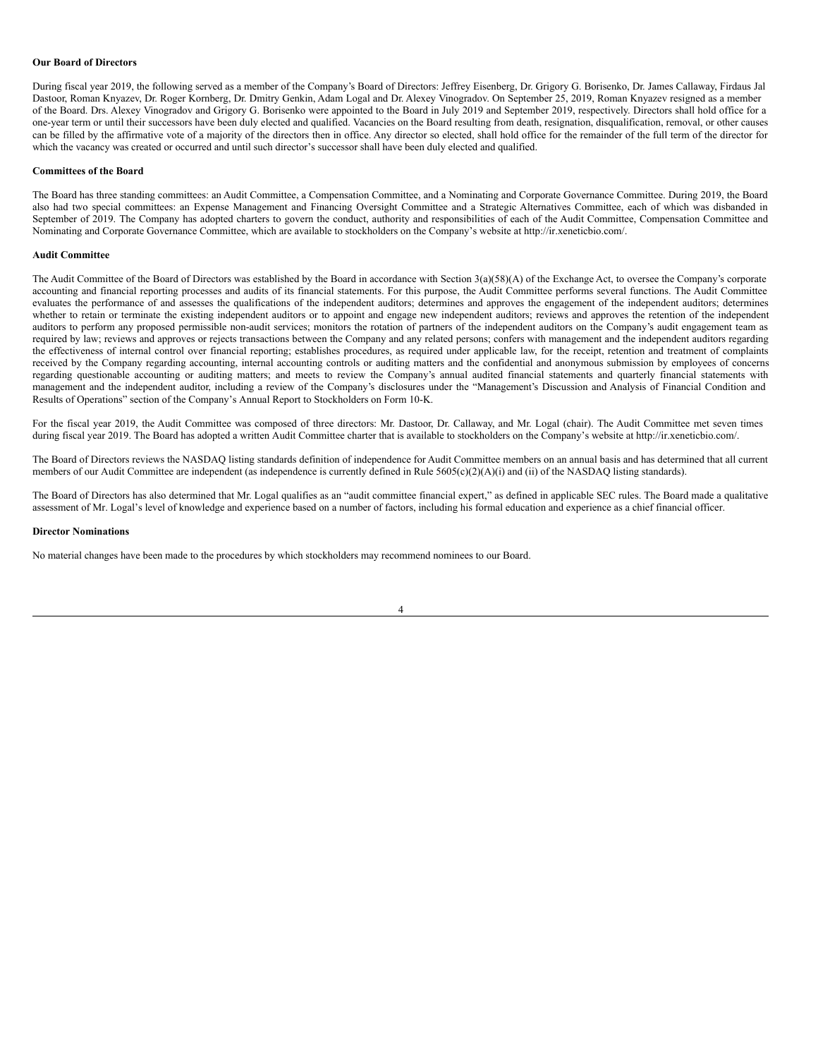**Our Board of Directors**

During fiscal year 2019, the following served as a member of the Company's Board of Directors: Jeffrey Eisenberg, Dr. Grigory G. Borisenko, Dr. James Callaway, Firdaus Jal Dastoor, Roman Knyazev, Dr. Roger Kornberg, Dr. Dmitry Genkin, Adam Logal and Dr. Alexey Vinogradov. On September 25, 2019, Roman Knyazev resigned as a member of the Board. Drs. Alexey Vinogradov and Grigory G. Borisenko were appointed to the Board in July 2019 and September 2019, respectively. Directors shall hold office for a one-year term or until their successors have been duly elected and qualified. Vacancies on the Board resulting from death, resignation, disqualification, removal, or other causes can be filled by the affirmative vote of a majority of the directors then in office. Any director so elected, shall hold office for the remainder of the full term of the director for which the vacancy was created or occurred and until such director's successor shall have been duly elected and qualified.

**Committees of the Board**

The Board has three standing committees: an Audit Committee, a Compensation Committee, and a Nominating and Corporate Governance Committee. During 2019, the Board also had two special committees: an Expense Management and Financing Oversight Committee and a Strategic Alternatives Committee, each of which was disbanded in September of 2019. The Company has adopted charters to govern the conduct, authority and responsibilities of each of the Audit Committee, Compensation Committee and Nominating and Corporate Governance Committee, which are available to stockholders on the Company's website at http://ir.xeneticbio.com/.

**Audit Committee**

The Audit Committee of the Board of Directors was established by the Board in accordance with Section 3(a)(58)(A) of the Exchange Act, to oversee the Company's corporate accounting and financial reporting processes and audits of its financial statements. For this purpose, the Audit Committee performs several functions. The Audit Committee evaluates the performance of and assesses the qualifications of the independent auditors; determines and approves the engagement of the independent auditors; determines whether to retain or terminate the existing independent auditors or to appoint and engage new independent auditors; reviews and approves the retention of the independent auditors to perform any proposed permissible non-audit services; monitors the rotation of partners of the independent auditors on the Company's audit engagement team as required by law; reviews and approves or rejects transactions between the Company and any related persons; confers with management and the independent auditors regarding the effectiveness of internal control over financial reporting; establishes procedures, as required under applicable law, for the receipt, retention and treatment of complaints received by the Company regarding accounting, internal accounting controls or auditing matters and the confidential and anonymous submission by employees of concerns regarding questionable accounting or auditing matters; and meets to review the Company's annual audited financial statements and quarterly financial statements with management and the independent auditor, including a review of the Company's disclosures under the "Management's Discussion and Analysis of Financial Condition and Results of Operations" section of the Company's Annual Report to Stockholders on Form 10-K.

For the fiscal year 2019, the Audit Committee was composed of three directors: Mr. Dastoor, Dr. Callaway, and Mr. Logal (chair). The Audit Committee met seven times during fiscal year 2019. The Board has adopted a written Audit Committee charter that is available to stockholders on the Company's website at http://ir.xeneticbio.com/.

The Board of Directors reviews the NASDAQ listing standards definition of independence for Audit Committee members on an annual basis and has determined that all current members of our Audit Committee are independent (as independence is currently defined in Rule 5605(c)(2)(A)(i) and (ii) of the NASDAQ listing standards).

The Board of Directors has also determined that Mr. Logal qualifies as an "audit committee financial expert," as defined in applicable SEC rules. The Board made a qualitative assessment of Mr. Logal's level of knowledge and experience based on a number of factors, including his formal education and experience as a chief financial officer.

**Director Nominations**

No material changes have been made to the procedures by which stockholders may recommend nominees to our Board.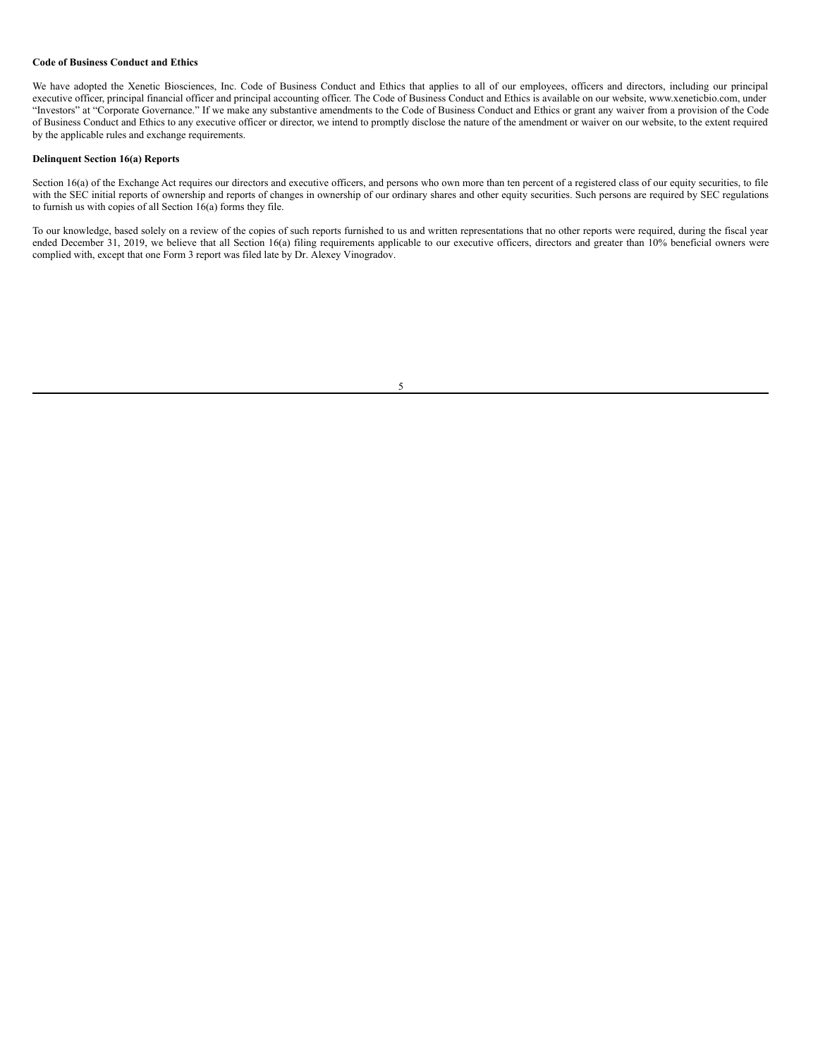**Code of Business Conduct and Ethics**

We have adopted the Xenetic Biosciences, Inc. Code of Business Conduct and Ethics that applies to all of our employees, officers and directors, including our principal executive officer, principal financial officer and principal accounting officer. The Code of Business Conduct and Ethics is available on our website, www.xeneticbio.com, under "Investors" at "Corporate Governance." If we make any substantive amendments to the Code of Business Conduct and Ethics or grant any waiver from a provision of the Code of Business Conduct and Ethics to any executive officer or director, we intend to promptly disclose the nature of the amendment or waiver on our website, to the extent required by the applicable rules and exchange requirements.

**Delinquent Section 16(a) Reports**

Section 16(a) of the Exchange Act requires our directors and executive officers, and persons who own more than ten percent of a registered class of our equity securities, to file with the SEC initial reports of ownership and reports of changes in ownership of our ordinary shares and other equity securities. Such persons are required by SEC regulations to furnish us with copies of all Section 16(a) forms they file.

To our knowledge, based solely on a review of the copies of such reports furnished to us and written representations that no other reports were required, during the fiscal year ended December 31, 2019, we believe that all Section 16(a) filing requirements applicable to our executive officers, directors and greater than 10% beneficial owners were complied with, except that one Form 3 report was filed late by Dr. Alexey Vinogradov.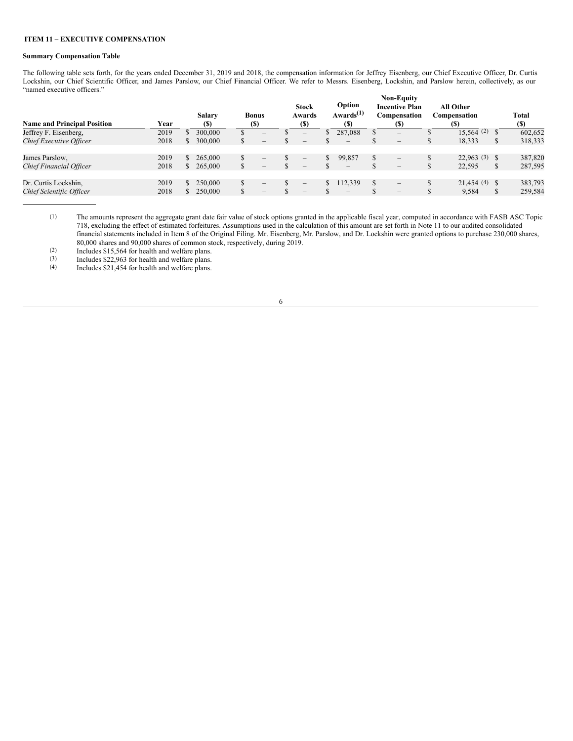## ITEM 11 – EXECUTIVE COMPENSATION

### Summary Compensation Table

The following table sets forth, for the years ended December 31, 2019 and 2018, the compensation information for Jeffrey Eisenberg, our Chief Executive Officer, Dr. Curtis Lockshin, our Chief Scientific Officer, and James Parslow, our Chief Financial Officer. We refer to Messrs. Eisenberg, Lockshin, and Parslow herein, collectively, as our "named executive officers."

| Name and Principal Position | Year | Salary ($) | Bonus ($) | Stock Awards ($) | Option Awards[(1)] ($) | Non-Equity Incentive Plan Compensation ($) | All Other Compensation ($) | Total ($) |
|---|---|---|---|---|---|---|---|---|
| Jeffrey F. Eisenberg, | 2019 | $ 300,000 | $ – | $ – | $ 287,088 | $ – | $ 15,564 (2) | $ 602,652 |
| *Chief Executive Officer* | 2018 | $ 300,000 | $ – | $ – | $ – | $ – | $ 18,333 | $ 318,333 |
| James Parslow, | 2019 | $ 265,000 | $ – | $ – | $ 99,857 | $ – | $ 22,963 (3) | $ 387,820 |
| *Chief Financial Officer* | 2018 | $ 265,000 | $ – | $ – | $ – | $ – | $ 22,595 | $ 287,595 |
| Dr. Curtis Lockshin, | 2019 | $ 250,000 | $ – | $ – | $ 112,339 | $ – | $ 21,454 (4) | $ 383,793 |
| *Chief Scientific Officer* | 2018 | $ 250,000 | $ – | $ – | $ – | $ – | $ 9,584 | $ 259,584 |

(1) The amounts represent the aggregate grant date fair value of stock options granted in the applicable fiscal year, computed in accordance with FASB ASC Topic 718, excluding the effect of estimated forfeitures. Assumptions used in the calculation of this amount are set forth in Note 11 to our audited consolidated financial statements included in Item 8 of the Original Filing. Mr. Eisenberg, Mr. Parslow, and Dr. Lockshin were granted options to purchase 230,000 shares, 80,000 shares and 90,000 shares of common stock, respectively, during 2019.

(2) Includes $15,564 for health and welfare plans.

(3) Includes $22,963 for health and welfare plans.

(4) Includes $21,454 for health and welfare plans.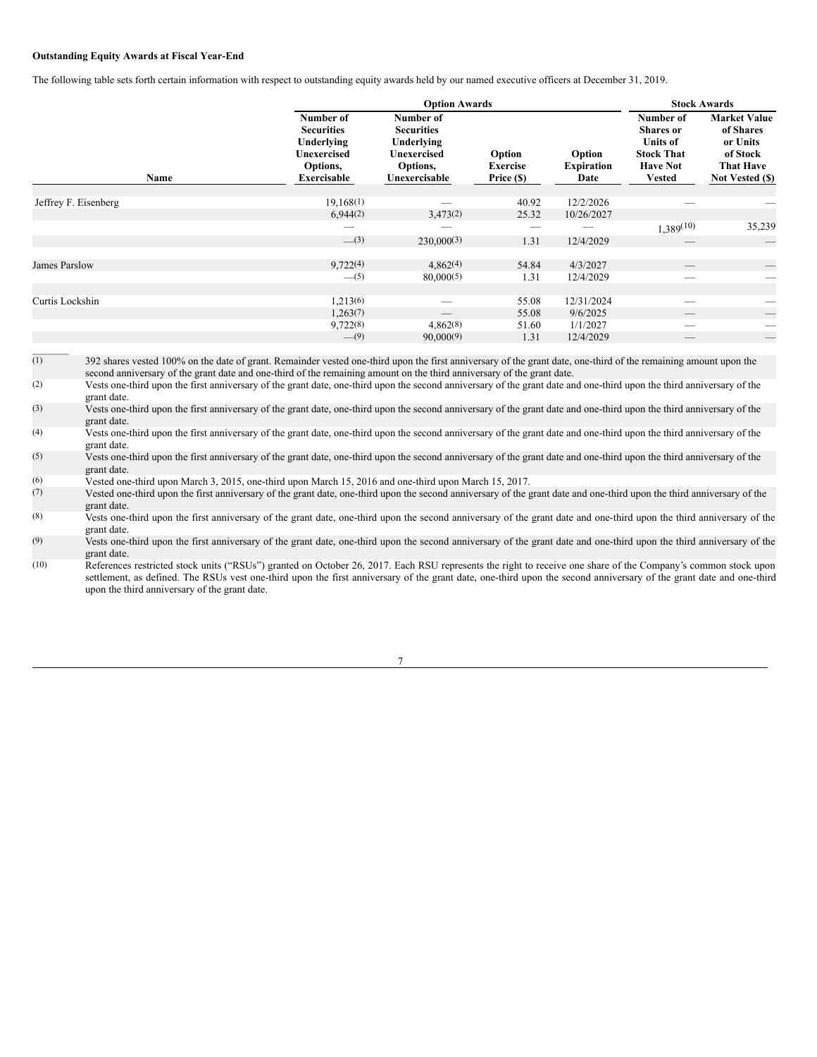**Outstanding Equity Awards at Fiscal Year-End**

The following table sets forth certain information with respect to outstanding equity awards held by our named executive officers at December 31, 2019.

| | Option Awards | | | | Stock Awards | |
|---|---|---|---|---|---|---|
| Name | Number of Securities Underlying Unexercised Options, Exercisable | Number of Securities Underlying Unexercised Options, Unexercisable | Option Exercise Price ($) | Option Expiration Date | Number of Shares or Units of Stock That Have Not Vested | Market Value of Shares or Units of Stock That Have Not Vested ($) |
| Jeffrey F. Eisenberg | 19,168(1) | — | 40.92 | 12/2/2026 | — | — |
| | 6,944(2) | 3,473(2) | 25.32 | 10/26/2027 | | |
| | — | — | — | — | 1,389(10) | 35,239 |
| | —(3) | 230,000(3) | 1.31 | 12/4/2029 | — | — |
| James Parslow | 9,722(4) | 4,862(4) | 54.84 | 4/3/2027 | — | — |
| | —(5) | 80,000(5) | 1.31 | 12/4/2029 | — | — |
| Curtis Lockshin | 1,213(6) | — | 55.08 | 12/31/2024 | — | — |
| | 1,263(7) | — | 55.08 | 9/6/2025 | — | — |
| | 9,722(8) | 4,862(8) | 51.60 | 1/1/2027 | — | — |
| | —(9) | 90,000(9) | 1.31 | 12/4/2029 | — | — |

(1) 392 shares vested 100% on the date of grant. Remainder vested one-third upon the first anniversary of the grant date, one-third of the remaining amount upon the second anniversary of the grant date and one-third of the remaining amount on the third anniversary of the grant date.

(2) Vests one-third upon the first anniversary of the grant date, one-third upon the second anniversary of the grant date and one-third upon the third anniversary of the grant date.

(3) Vests one-third upon the first anniversary of the grant date, one-third upon the second anniversary of the grant date and one-third upon the third anniversary of the grant date.

(4) Vests one-third upon the first anniversary of the grant date, one-third upon the second anniversary of the grant date and one-third upon the third anniversary of the grant date.

(5) Vests one-third upon the first anniversary of the grant date, one-third upon the second anniversary of the grant date and one-third upon the third anniversary of the grant date.

(6) Vested one-third upon March 3, 2015, one-third upon March 15, 2016 and one-third upon March 15, 2017.

(7) Vested one-third upon the first anniversary of the grant date, one-third upon the second anniversary of the grant date and one-third upon the third anniversary of the grant date.

(8) Vests one-third upon the first anniversary of the grant date, one-third upon the second anniversary of the grant date and one-third upon the third anniversary of the grant date.

(9) Vests one-third upon the first anniversary of the grant date, one-third upon the second anniversary of the grant date and one-third upon the third anniversary of the grant date.

(10) References restricted stock units ("RSUs") granted on October 26, 2017. Each RSU represents the right to receive one share of the Company's common stock upon settlement, as defined. The RSUs vest one-third upon the first anniversary of the grant date, one-third upon the second anniversary of the grant date and one-third upon the third anniversary of the grant date.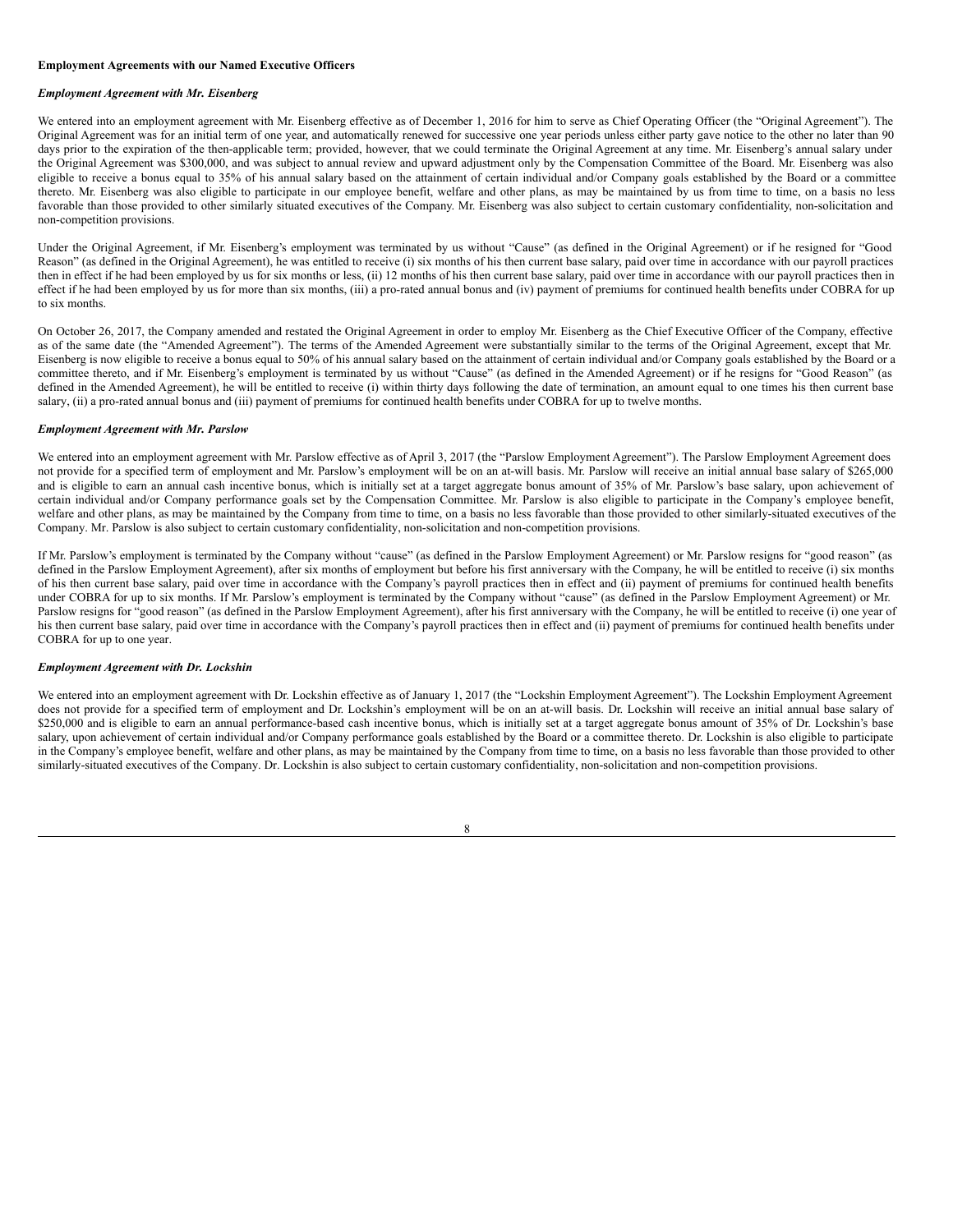**Employment Agreements with our Named Executive Officers**

***Employment Agreement with Mr. Eisenberg***

We entered into an employment agreement with Mr. Eisenberg effective as of December 1, 2016 for him to serve as Chief Operating Officer (the "Original Agreement"). The Original Agreement was for an initial term of one year, and automatically renewed for successive one year periods unless either party gave notice to the other no later than 90 days prior to the expiration of the then-applicable term; provided, however, that we could terminate the Original Agreement at any time. Mr. Eisenberg's annual salary under the Original Agreement was $300,000, and was subject to annual review and upward adjustment only by the Compensation Committee of the Board. Mr. Eisenberg was also eligible to receive a bonus equal to 35% of his annual salary based on the attainment of certain individual and/or Company goals established by the Board or a committee thereto. Mr. Eisenberg was also eligible to participate in our employee benefit, welfare and other plans, as may be maintained by us from time to time, on a basis no less favorable than those provided to other similarly situated executives of the Company. Mr. Eisenberg was also subject to certain customary confidentiality, non-solicitation and non-competition provisions.

Under the Original Agreement, if Mr. Eisenberg's employment was terminated by us without "Cause" (as defined in the Original Agreement) or if he resigned for "Good Reason" (as defined in the Original Agreement), he was entitled to receive (i) six months of his then current base salary, paid over time in accordance with our payroll practices then in effect if he had been employed by us for six months or less, (ii) 12 months of his then current base salary, paid over time in accordance with our payroll practices then in effect if he had been employed by us for more than six months, (iii) a pro-rated annual bonus and (iv) payment of premiums for continued health benefits under COBRA for up to six months.

On October 26, 2017, the Company amended and restated the Original Agreement in order to employ Mr. Eisenberg as the Chief Executive Officer of the Company, effective as of the same date (the "Amended Agreement"). The terms of the Amended Agreement were substantially similar to the terms of the Original Agreement, except that Mr. Eisenberg is now eligible to receive a bonus equal to 50% of his annual salary based on the attainment of certain individual and/or Company goals established by the Board or a committee thereto, and if Mr. Eisenberg's employment is terminated by us without "Cause" (as defined in the Amended Agreement) or if he resigns for "Good Reason" (as defined in the Amended Agreement), he will be entitled to receive (i) within thirty days following the date of termination, an amount equal to one times his then current base salary, (ii) a pro-rated annual bonus and (iii) payment of premiums for continued health benefits under COBRA for up to twelve months.

***Employment Agreement with Mr. Parslow***

We entered into an employment agreement with Mr. Parslow effective as of April 3, 2017 (the "Parslow Employment Agreement"). The Parslow Employment Agreement does not provide for a specified term of employment and Mr. Parslow's employment will be on an at-will basis. Mr. Parslow will receive an initial annual base salary of $265,000 and is eligible to earn an annual cash incentive bonus, which is initially set at a target aggregate bonus amount of 35% of Mr. Parslow's base salary, upon achievement of certain individual and/or Company performance goals set by the Compensation Committee. Mr. Parslow is also eligible to participate in the Company's employee benefit, welfare and other plans, as may be maintained by the Company from time to time, on a basis no less favorable than those provided to other similarly-situated executives of the Company. Mr. Parslow is also subject to certain customary confidentiality, non-solicitation and non-competition provisions.

If Mr. Parslow's employment is terminated by the Company without "cause" (as defined in the Parslow Employment Agreement) or Mr. Parslow resigns for "good reason" (as defined in the Parslow Employment Agreement), after six months of employment but before his first anniversary with the Company, he will be entitled to receive (i) six months of his then current base salary, paid over time in accordance with the Company's payroll practices then in effect and (ii) payment of premiums for continued health benefits under COBRA for up to six months. If Mr. Parslow's employment is terminated by the Company without "cause" (as defined in the Parslow Employment Agreement) or Mr. Parslow resigns for "good reason" (as defined in the Parslow Employment Agreement), after his first anniversary with the Company, he will be entitled to receive (i) one year of his then current base salary, paid over time in accordance with the Company's payroll practices then in effect and (ii) payment of premiums for continued health benefits under COBRA for up to one year.

***Employment Agreement with Dr. Lockshin***

We entered into an employment agreement with Dr. Lockshin effective as of January 1, 2017 (the "Lockshin Employment Agreement"). The Lockshin Employment Agreement does not provide for a specified term of employment and Dr. Lockshin's employment will be on an at-will basis. Dr. Lockshin will receive an initial annual base salary of $250,000 and is eligible to earn an annual performance-based cash incentive bonus, which is initially set at a target aggregate bonus amount of 35% of Dr. Lockshin's base salary, upon achievement of certain individual and/or Company performance goals established by the Board or a committee thereto. Dr. Lockshin is also eligible to participate in the Company's employee benefit, welfare and other plans, as may be maintained by the Company from time to time, on a basis no less favorable than those provided to other similarly-situated executives of the Company. Dr. Lockshin is also subject to certain customary confidentiality, non-solicitation and non-competition provisions.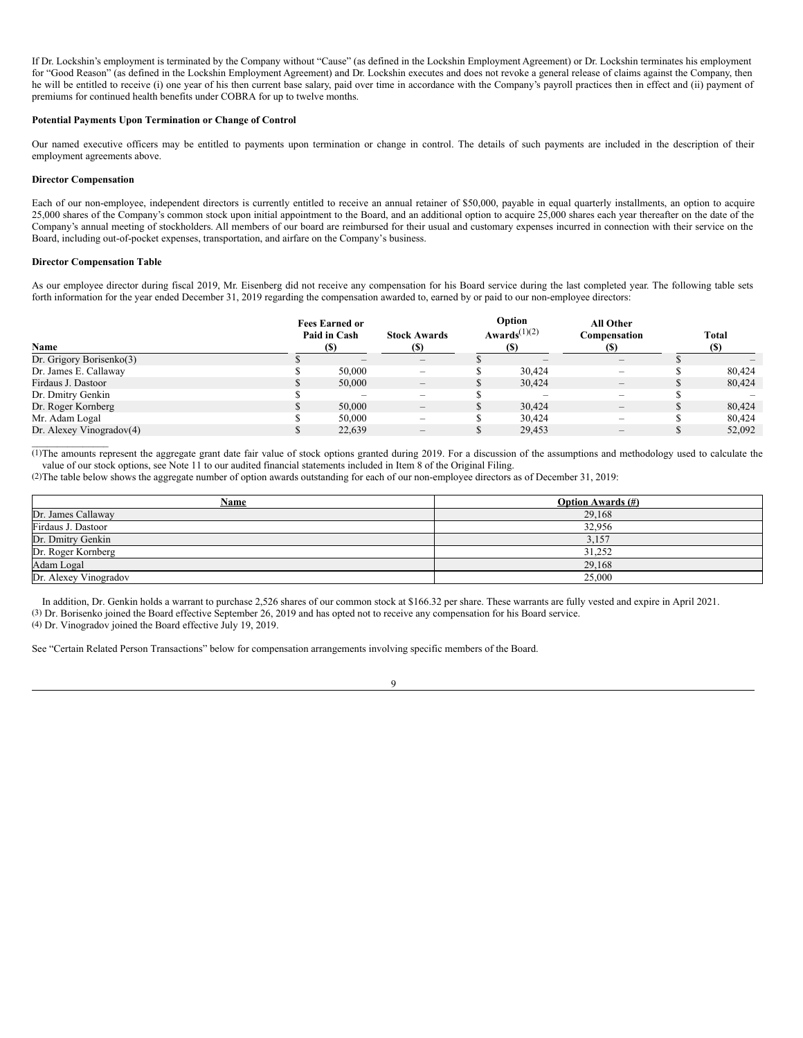If Dr. Lockshin's employment is terminated by the Company without "Cause" (as defined in the Lockshin Employment Agreement) or Dr. Lockshin terminates his employment for "Good Reason" (as defined in the Lockshin Employment Agreement) and Dr. Lockshin executes and does not revoke a general release of claims against the Company, then he will be entitled to receive (i) one year of his then current base salary, paid over time in accordance with the Company's payroll practices then in effect and (ii) payment of premiums for continued health benefits under COBRA for up to twelve months.

**Potential Payments Upon Termination or Change of Control**

Our named executive officers may be entitled to payments upon termination or change in control. The details of such payments are included in the description of their employment agreements above.

**Director Compensation**

Each of our non-employee, independent directors is currently entitled to receive an annual retainer of $50,000, payable in equal quarterly installments, an option to acquire 25,000 shares of the Company's common stock upon initial appointment to the Board, and an additional option to acquire 25,000 shares each year thereafter on the date of the Company's annual meeting of stockholders. All members of our board are reimbursed for their usual and customary expenses incurred in connection with their service on the Board, including out-of-pocket expenses, transportation, and airfare on the Company's business.

**Director Compensation Table**

As our employee director during fiscal 2019, Mr. Eisenberg did not receive any compensation for his Board service during the last completed year. The following table sets forth information for the year ended December 31, 2019 regarding the compensation awarded to, earned by or paid to our non-employee directors:

| Name | Fees Earned or Paid in Cash ($) | Stock Awards ($) | Option Awards(1)(2) ($) | All Other Compensation ($) | Total ($) |
|---|---|---|---|---|---|
| Dr. Grigory Borisenko(3) | $ – | – | $ – | – | $ – |
| Dr. James E. Callaway | $ 50,000 | – | $ 30,424 | – | $ 80,424 |
| Firdaus J. Dastoor | $ 50,000 | – | $ 30,424 | – | $ 80,424 |
| Dr. Dmitry Genkin | $ – | – | $ – | – | $ – |
| Dr. Roger Kornberg | $ 50,000 | – | $ 30,424 | – | $ 80,424 |
| Mr. Adam Logal | $ 50,000 | – | $ 30,424 | – | $ 80,424 |
| Dr. Alexey Vinogradov(4) | $ 22,639 | – | $ 29,453 | – | $ 52,092 |

(1) The amounts represent the aggregate grant date fair value of stock options granted during 2019. For a discussion of the assumptions and methodology used to calculate the value of our stock options, see Note 11 to our audited financial statements included in Item 8 of the Original Filing.

(2) The table below shows the aggregate number of option awards outstanding for each of our non-employee directors as of December 31, 2019:

| Name | Option Awards (#) |
|---|---|
| Dr. James Callaway | 29,168 |
| Firdaus J. Dastoor | 32,956 |
| Dr. Dmitry Genkin | 3,157 |
| Dr. Roger Kornberg | 31,252 |
| Adam Logal | 29,168 |
| Dr. Alexey Vinogradov | 25,000 |

In addition, Dr. Genkin holds a warrant to purchase 2,526 shares of our common stock at $166.32 per share. These warrants are fully vested and expire in April 2021.

(3) Dr. Borisenko joined the Board effective September 26, 2019 and has opted not to receive any compensation for his Board service.

(4) Dr. Vinogradov joined the Board effective July 19, 2019.

See "Certain Related Person Transactions" below for compensation arrangements involving specific members of the Board.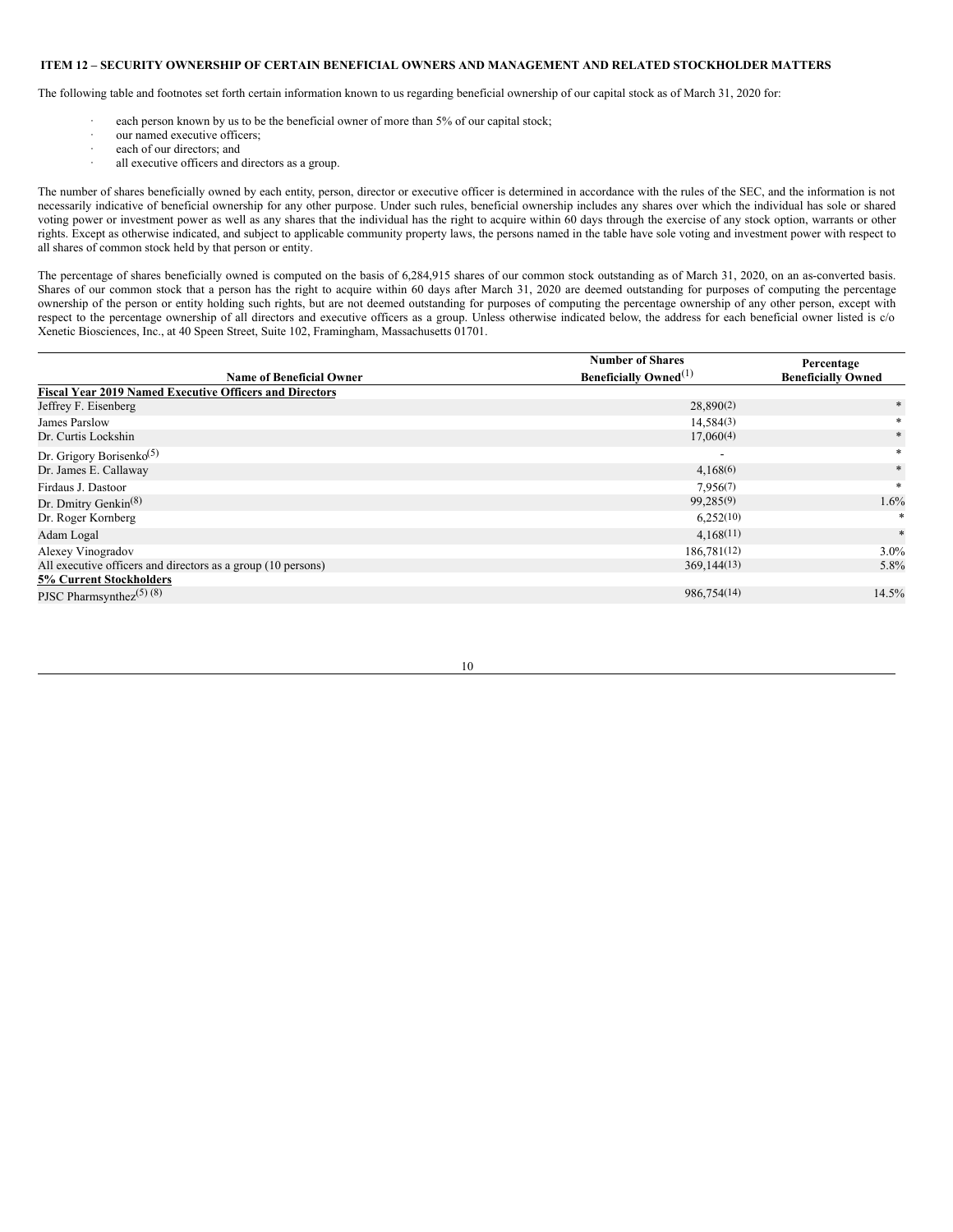## ITEM 12 – SECURITY OWNERSHIP OF CERTAIN BENEFICIAL OWNERS AND MANAGEMENT AND RELATED STOCKHOLDER MATTERS

The following table and footnotes set forth certain information known to us regarding beneficial ownership of our capital stock as of March 31, 2020 for:

- each person known by us to be the beneficial owner of more than 5% of our capital stock;
- our named executive officers;
- each of our directors; and
- all executive officers and directors as a group.

The number of shares beneficially owned by each entity, person, director or executive officer is determined in accordance with the rules of the SEC, and the information is not necessarily indicative of beneficial ownership for any other purpose. Under such rules, beneficial ownership includes any shares over which the individual has sole or shared voting power or investment power as well as any shares that the individual has the right to acquire within 60 days through the exercise of any stock option, warrants or other rights. Except as otherwise indicated, and subject to applicable community property laws, the persons named in the table have sole voting and investment power with respect to all shares of common stock held by that person or entity.

The percentage of shares beneficially owned is computed on the basis of 6,284,915 shares of our common stock outstanding as of March 31, 2020, on an as-converted basis. Shares of our common stock that a person has the right to acquire within 60 days after March 31, 2020 are deemed outstanding for purposes of computing the percentage ownership of the person or entity holding such rights, but are not deemed outstanding for purposes of computing the percentage ownership of any other person, except with respect to the percentage ownership of all directors and executive officers as a group. Unless otherwise indicated below, the address for each beneficial owner listed is c/o Xenetic Biosciences, Inc., at 40 Speen Street, Suite 102, Framingham, Massachusetts 01701.

| Name of Beneficial Owner | Number of Shares Beneficially Owned(1) | Percentage Beneficially Owned |
|---|---|---|
| **Fiscal Year 2019 Named Executive Officers and Directors** | | |
| Jeffrey F. Eisenberg | 28,890(2) | * |
| James Parslow | 14,584(3) | * |
| Dr. Curtis Lockshin | 17,060(4) | * |
| Dr. Grigory Borisenko(5) | - | * |
| Dr. James E. Callaway | 4,168(6) | * |
| Firdaus J. Dastoor | 7,956(7) | * |
| Dr. Dmitry Genkin(8) | 99,285(9) | 1.6% |
| Dr. Roger Kornberg | 6,252(10) | * |
| Adam Logal | 4,168(11) | * |
| Alexey Vinogradov | 186,781(12) | 3.0% |
| All executive officers and directors as a group (10 persons) | 369,144(13) | 5.8% |
| **5% Current Stockholders** | | |
| PJSC Pharmsynthez(5) (8) | 986,754(14) | 14.5% |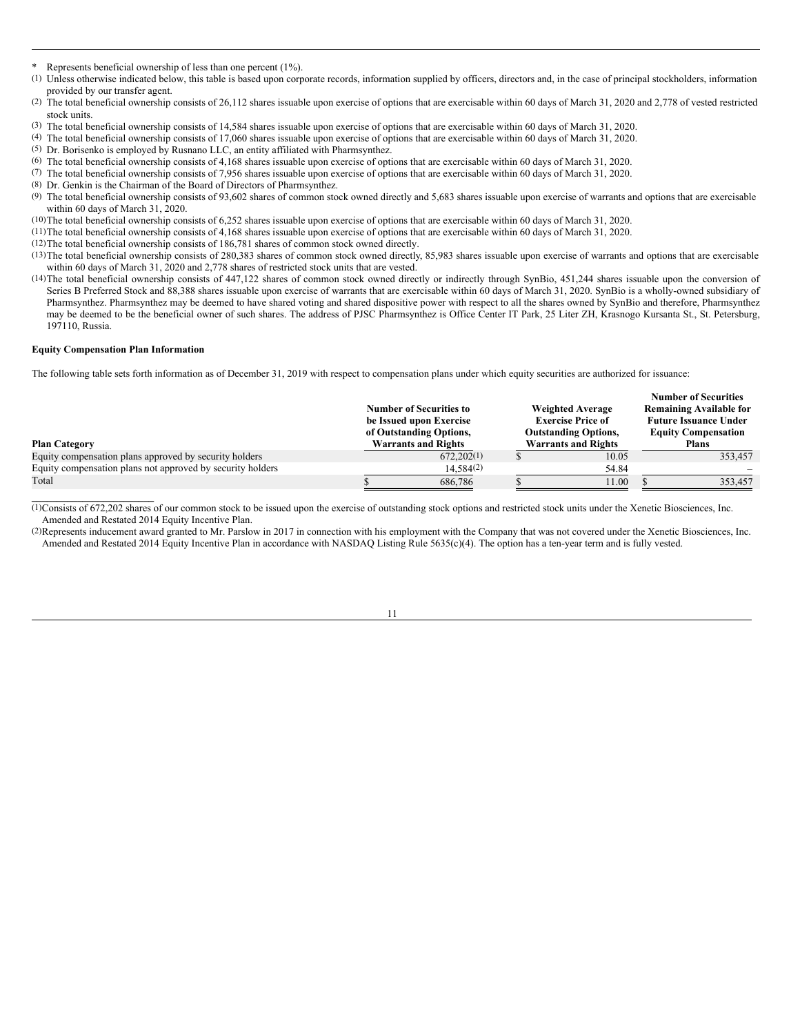\* Represents beneficial ownership of less than one percent (1%).

(1) Unless otherwise indicated below, this table is based upon corporate records, information supplied by officers, directors and, in the case of principal stockholders, information provided by our transfer agent.

(2) The total beneficial ownership consists of 26,112 shares issuable upon exercise of options that are exercisable within 60 days of March 31, 2020 and 2,778 of vested restricted stock units.

(3) The total beneficial ownership consists of 14,584 shares issuable upon exercise of options that are exercisable within 60 days of March 31, 2020.

(4) The total beneficial ownership consists of 17,060 shares issuable upon exercise of options that are exercisable within 60 days of March 31, 2020.

(5) Dr. Borisenko is employed by Rusnano LLC, an entity affiliated with Pharmsynthez.

(6) The total beneficial ownership consists of 4,168 shares issuable upon exercise of options that are exercisable within 60 days of March 31, 2020.

(7) The total beneficial ownership consists of 7,956 shares issuable upon exercise of options that are exercisable within 60 days of March 31, 2020.

(8) Dr. Genkin is the Chairman of the Board of Directors of Pharmsynthez.

(9) The total beneficial ownership consists of 93,602 shares of common stock owned directly and 5,683 shares issuable upon exercise of warrants and options that are exercisable within 60 days of March 31, 2020.

(10) The total beneficial ownership consists of 6,252 shares issuable upon exercise of options that are exercisable within 60 days of March 31, 2020.

(11) The total beneficial ownership consists of 4,168 shares issuable upon exercise of options that are exercisable within 60 days of March 31, 2020.

(12) The total beneficial ownership consists of 186,781 shares of common stock owned directly.

(13) The total beneficial ownership consists of 280,383 shares of common stock owned directly, 85,983 shares issuable upon exercise of warrants and options that are exercisable within 60 days of March 31, 2020 and 2,778 shares of restricted stock units that are vested.

(14) The total beneficial ownership consists of 447,122 shares of common stock owned directly or indirectly through SynBio, 451,244 shares issuable upon the conversion of Series B Preferred Stock and 88,388 shares issuable upon exercise of warrants that are exercisable within 60 days of March 31, 2020. SynBio is a wholly-owned subsidiary of Pharmsynthez. Pharmsynthez may be deemed to have shared voting and shared dispositive power with respect to all the shares owned by SynBio and therefore, Pharmsynthez may be deemed to be the beneficial owner of such shares. The address of PJSC Pharmsynthez is Office Center IT Park, 25 Liter ZH, Krasnogo Kursanta St., St. Petersburg, 197110, Russia.

**Equity Compensation Plan Information**

The following table sets forth information as of December 31, 2019 with respect to compensation plans under which equity securities are authorized for issuance:

| Plan Category | Number of Securities to be Issued upon Exercise of Outstanding Options, Warrants and Rights | Weighted Average Exercise Price of Outstanding Options, Warrants and Rights | Number of Securities Remaining Available for Future Issuance Under Equity Compensation Plans |
|---|---|---|---|
| Equity compensation plans approved by security holders | 672,202(1) | $ 10.05 | 353,457 |
| Equity compensation plans not approved by security holders | 14,584(2) | 54.84 | – |
| Total | $ 686,786 | $ 11.00 | $ 353,457 |

(1) Consists of 672,202 shares of our common stock to be issued upon the exercise of outstanding stock options and restricted stock units under the Xenetic Biosciences, Inc. Amended and Restated 2014 Equity Incentive Plan.

(2) Represents inducement award granted to Mr. Parslow in 2017 in connection with his employment with the Company that was not covered under the Xenetic Biosciences, Inc. Amended and Restated 2014 Equity Incentive Plan in accordance with NASDAQ Listing Rule 5635(c)(4). The option has a ten-year term and is fully vested.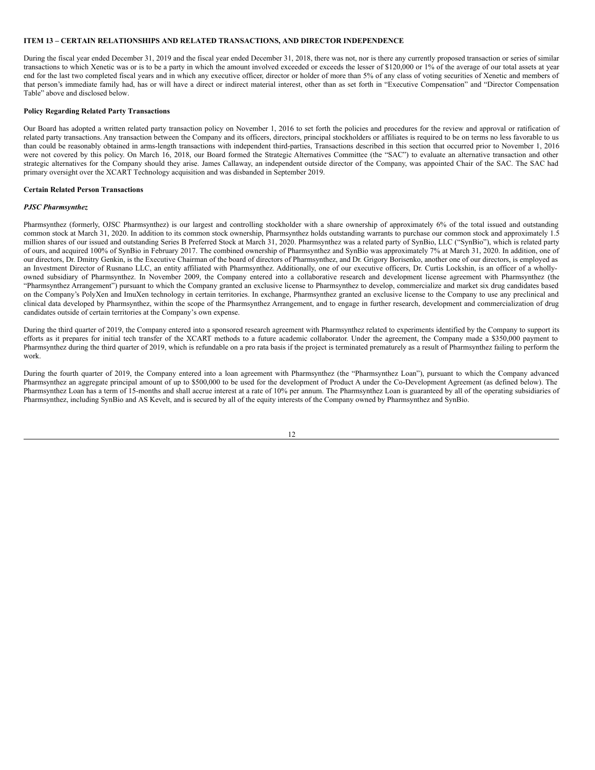## ITEM 13 – CERTAIN RELATIONSHIPS AND RELATED TRANSACTIONS, AND DIRECTOR INDEPENDENCE

During the fiscal year ended December 31, 2019 and the fiscal year ended December 31, 2018, there was not, nor is there any currently proposed transaction or series of similar transactions to which Xenetic was or is to be a party in which the amount involved exceeded or exceeds the lesser of $120,000 or 1% of the average of our total assets at year end for the last two completed fiscal years and in which any executive officer, director or holder of more than 5% of any class of voting securities of Xenetic and members of that person's immediate family had, has or will have a direct or indirect material interest, other than as set forth in "Executive Compensation" and "Director Compensation Table" above and disclosed below.

### Policy Regarding Related Party Transactions

Our Board has adopted a written related party transaction policy on November 1, 2016 to set forth the policies and procedures for the review and approval or ratification of related party transactions. Any transaction between the Company and its officers, directors, principal stockholders or affiliates is required to be on terms no less favorable to us than could be reasonably obtained in arms-length transactions with independent third-parties, Transactions described in this section that occurred prior to November 1, 2016 were not covered by this policy. On March 16, 2018, our Board formed the Strategic Alternatives Committee (the "SAC") to evaluate an alternative transaction and other strategic alternatives for the Company should they arise. James Callaway, an independent outside director of the Company, was appointed Chair of the SAC. The SAC had primary oversight over the XCART Technology acquisition and was disbanded in September 2019.

### Certain Related Person Transactions

#### *PJSC Pharmsynthez*

Pharmsynthez (formerly, OJSC Pharmsynthez) is our largest and controlling stockholder with a share ownership of approximately 6% of the total issued and outstanding common stock at March 31, 2020. In addition to its common stock ownership, Pharmsynthez holds outstanding warrants to purchase our common stock and approximately 1.5 million shares of our issued and outstanding Series B Preferred Stock at March 31, 2020. Pharmsynthez was a related party of SynBio, LLC ("SynBio"), which is related party of ours, and acquired 100% of SynBio in February 2017. The combined ownership of Pharmsynthez and SynBio was approximately 7% at March 31, 2020. In addition, one of our directors, Dr. Dmitry Genkin, is the Executive Chairman of the board of directors of Pharmsynthez, and Dr. Grigory Borisenko, another one of our directors, is employed as an Investment Director of Rusnano LLC, an entity affiliated with Pharmsynthez. Additionally, one of our executive officers, Dr. Curtis Lockshin, is an officer of a wholly-owned subsidiary of Pharmsynthez. In November 2009, the Company entered into a collaborative research and development license agreement with Pharmsynthez (the "Pharmsynthez Arrangement") pursuant to which the Company granted an exclusive license to Pharmsynthez to develop, commercialize and market six drug candidates based on the Company's PolyXen and ImuXen technology in certain territories. In exchange, Pharmsynthez granted an exclusive license to the Company to use any preclinical and clinical data developed by Pharmsynthez, within the scope of the Pharmsynthez Arrangement, and to engage in further research, development and commercialization of drug candidates outside of certain territories at the Company's own expense.

During the third quarter of 2019, the Company entered into a sponsored research agreement with Pharmsynthez related to experiments identified by the Company to support its efforts as it prepares for initial tech transfer of the XCART methods to a future academic collaborator. Under the agreement, the Company made a $350,000 payment to Pharmsynthez during the third quarter of 2019, which is refundable on a pro rata basis if the project is terminated prematurely as a result of Pharmsynthez failing to perform the work.

During the fourth quarter of 2019, the Company entered into a loan agreement with Pharmsynthez (the "Pharmsynthez Loan"), pursuant to which the Company advanced Pharmsynthez an aggregate principal amount of up to $500,000 to be used for the development of Product A under the Co-Development Agreement (as defined below). The Pharmsynthez Loan has a term of 15-months and shall accrue interest at a rate of 10% per annum. The Pharmsynthez Loan is guaranteed by all of the operating subsidiaries of Pharmsynthez, including SynBio and AS Kevelt, and is secured by all of the equity interests of the Company owned by Pharmsynthez and SynBio.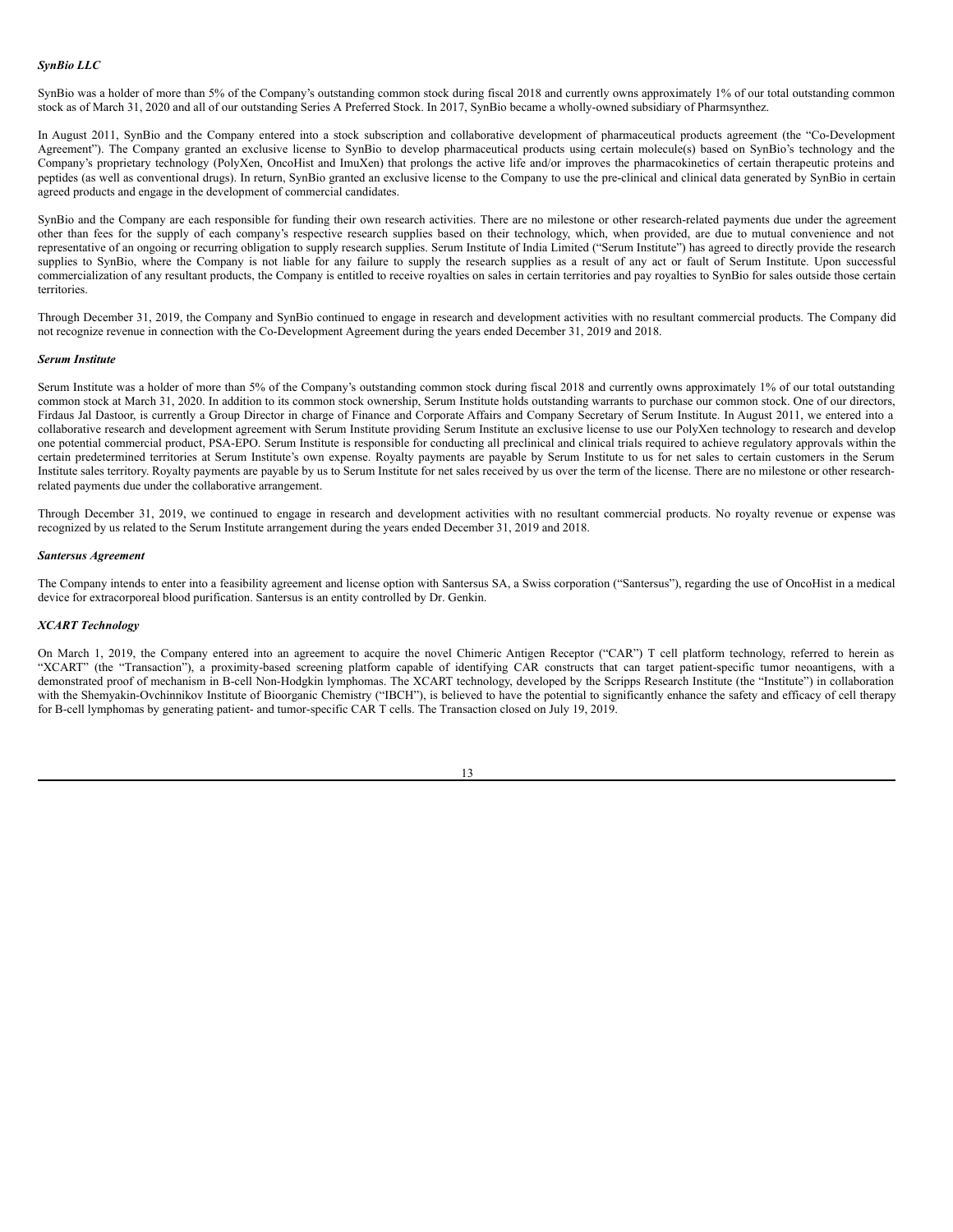***SynBio LLC***

SynBio was a holder of more than 5% of the Company's outstanding common stock during fiscal 2018 and currently owns approximately 1% of our total outstanding common stock as of March 31, 2020 and all of our outstanding Series A Preferred Stock. In 2017, SynBio became a wholly-owned subsidiary of Pharmsynthez.

In August 2011, SynBio and the Company entered into a stock subscription and collaborative development of pharmaceutical products agreement (the "Co-Development Agreement"). The Company granted an exclusive license to SynBio to develop pharmaceutical products using certain molecule(s) based on SynBio's technology and the Company's proprietary technology (PolyXen, OncoHist and ImuXen) that prolongs the active life and/or improves the pharmacokinetics of certain therapeutic proteins and peptides (as well as conventional drugs). In return, SynBio granted an exclusive license to the Company to use the pre-clinical and clinical data generated by SynBio in certain agreed products and engage in the development of commercial candidates.

SynBio and the Company are each responsible for funding their own research activities. There are no milestone or other research-related payments due under the agreement other than fees for the supply of each company's respective research supplies based on their technology, which, when provided, are due to mutual convenience and not representative of an ongoing or recurring obligation to supply research supplies. Serum Institute of India Limited ("Serum Institute") has agreed to directly provide the research supplies to SynBio, where the Company is not liable for any failure to supply the research supplies as a result of any act or fault of Serum Institute. Upon successful commercialization of any resultant products, the Company is entitled to receive royalties on sales in certain territories and pay royalties to SynBio for sales outside those certain territories.

Through December 31, 2019, the Company and SynBio continued to engage in research and development activities with no resultant commercial products. The Company did not recognize revenue in connection with the Co-Development Agreement during the years ended December 31, 2019 and 2018.

***Serum Institute***

Serum Institute was a holder of more than 5% of the Company's outstanding common stock during fiscal 2018 and currently owns approximately 1% of our total outstanding common stock at March 31, 2020. In addition to its common stock ownership, Serum Institute holds outstanding warrants to purchase our common stock. One of our directors, Firdaus Jal Dastoor, is currently a Group Director in charge of Finance and Corporate Affairs and Company Secretary of Serum Institute. In August 2011, we entered into a collaborative research and development agreement with Serum Institute providing Serum Institute an exclusive license to use our PolyXen technology to research and develop one potential commercial product, PSA-EPO. Serum Institute is responsible for conducting all preclinical and clinical trials required to achieve regulatory approvals within the certain predetermined territories at Serum Institute's own expense. Royalty payments are payable by Serum Institute to us for net sales to certain customers in the Serum Institute sales territory. Royalty payments are payable by us to Serum Institute for net sales received by us over the term of the license. There are no milestone or other research-related payments due under the collaborative arrangement.

Through December 31, 2019, we continued to engage in research and development activities with no resultant commercial products. No royalty revenue or expense was recognized by us related to the Serum Institute arrangement during the years ended December 31, 2019 and 2018.

***Santersus Agreement***

The Company intends to enter into a feasibility agreement and license option with Santersus SA, a Swiss corporation ("Santersus"), regarding the use of OncoHist in a medical device for extracorporeal blood purification. Santersus is an entity controlled by Dr. Genkin.

***XCART Technology***

On March 1, 2019, the Company entered into an agreement to acquire the novel Chimeric Antigen Receptor ("CAR") T cell platform technology, referred to herein as "XCART" (the "Transaction"), a proximity-based screening platform capable of identifying CAR constructs that can target patient-specific tumor neoantigens, with a demonstrated proof of mechanism in B-cell Non-Hodgkin lymphomas. The XCART technology, developed by the Scripps Research Institute (the "Institute") in collaboration with the Shemyakin-Ovchinnikov Institute of Bioorganic Chemistry ("IBCH"), is believed to have the potential to significantly enhance the safety and efficacy of cell therapy for B-cell lymphomas by generating patient- and tumor-specific CAR T cells. The Transaction closed on July 19, 2019.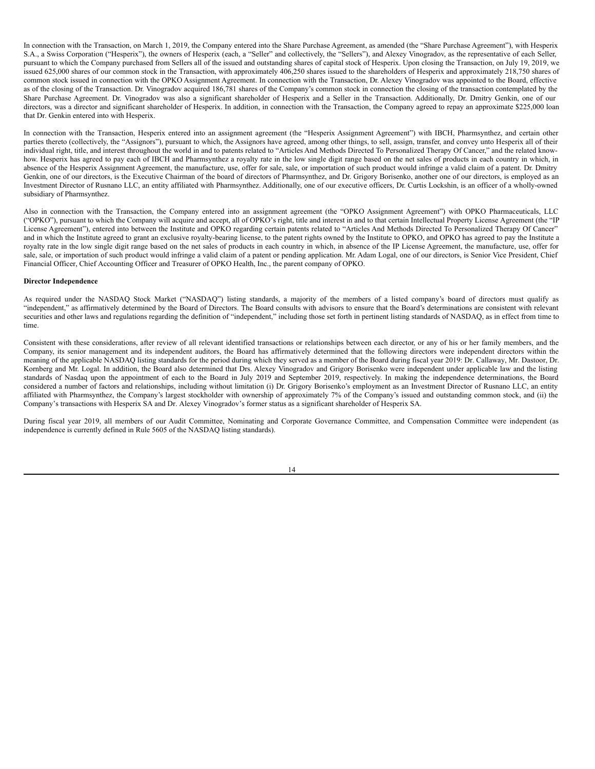In connection with the Transaction, on March 1, 2019, the Company entered into the Share Purchase Agreement, as amended (the "Share Purchase Agreement"), with Hesperix S.A., a Swiss Corporation ("Hesperix"), the owners of Hesperix (each, a "Seller" and collectively, the "Sellers"), and Alexey Vinogradov, as the representative of each Seller, pursuant to which the Company purchased from Sellers all of the issued and outstanding shares of capital stock of Hesperix. Upon closing the Transaction, on July 19, 2019, we issued 625,000 shares of our common stock in the Transaction, with approximately 406,250 shares issued to the shareholders of Hesperix and approximately 218,750 shares of common stock issued in connection with the OPKO Assignment Agreement. In connection with the Transaction, Dr. Alexey Vinogradov was appointed to the Board, effective as of the closing of the Transaction. Dr. Vinogradov acquired 186,781 shares of the Company's common stock in connection the closing of the transaction contemplated by the Share Purchase Agreement. Dr. Vinogradov was also a significant shareholder of Hesperix and a Seller in the Transaction. Additionally, Dr. Dmitry Genkin, one of our directors, was a director and significant shareholder of Hesperix. In addition, in connection with the Transaction, the Company agreed to repay an approximate $225,000 loan that Dr. Genkin entered into with Hesperix.

In connection with the Transaction, Hesperix entered into an assignment agreement (the "Hesperix Assignment Agreement") with IBCH, Pharmsynthez, and certain other parties thereto (collectively, the "Assignors"), pursuant to which, the Assignors have agreed, among other things, to sell, assign, transfer, and convey unto Hesperix all of their individual right, title, and interest throughout the world in and to patents related to "Articles And Methods Directed To Personalized Therapy Of Cancer," and the related know-how. Hesperix has agreed to pay each of IBCH and Pharmsynthez a royalty rate in the low single digit range based on the net sales of products in each country in which, in absence of the Hesperix Assignment Agreement, the manufacture, use, offer for sale, sale, or importation of such product would infringe a valid claim of a patent. Dr. Dmitry Genkin, one of our directors, is the Executive Chairman of the board of directors of Pharmsynthez, and Dr. Grigory Borisenko, another one of our directors, is employed as an Investment Director of Rusnano LLC, an entity affiliated with Pharmsynthez. Additionally, one of our executive officers, Dr. Curtis Lockshin, is an officer of a wholly-owned subsidiary of Pharmsynthez.

Also in connection with the Transaction, the Company entered into an assignment agreement (the "OPKO Assignment Agreement") with OPKO Pharmaceuticals, LLC ("OPKO"), pursuant to which the Company will acquire and accept, all of OPKO's right, title and interest in and to that certain Intellectual Property License Agreement (the "IP License Agreement"), entered into between the Institute and OPKO regarding certain patents related to "Articles And Methods Directed To Personalized Therapy Of Cancer" and in which the Institute agreed to grant an exclusive royalty-bearing license, to the patent rights owned by the Institute to OPKO, and OPKO has agreed to pay the Institute a royalty rate in the low single digit range based on the net sales of products in each country in which, in absence of the IP License Agreement, the manufacture, use, offer for sale, sale, or importation of such product would infringe a valid claim of a patent or pending application. Mr. Adam Logal, one of our directors, is Senior Vice President, Chief Financial Officer, Chief Accounting Officer and Treasurer of OPKO Health, Inc., the parent company of OPKO.

**Director Independence**

As required under the NASDAQ Stock Market ("NASDAQ") listing standards, a majority of the members of a listed company's board of directors must qualify as "independent," as affirmatively determined by the Board of Directors. The Board consults with advisors to ensure that the Board's determinations are consistent with relevant securities and other laws and regulations regarding the definition of "independent," including those set forth in pertinent listing standards of NASDAQ, as in effect from time to time.

Consistent with these considerations, after review of all relevant identified transactions or relationships between each director, or any of his or her family members, and the Company, its senior management and its independent auditors, the Board has affirmatively determined that the following directors were independent directors within the meaning of the applicable NASDAQ listing standards for the period during which they served as a member of the Board during fiscal year 2019: Dr. Callaway, Mr. Dastoor, Dr. Kornberg and Mr. Logal. In addition, the Board also determined that Drs. Alexey Vinogradov and Grigory Borisenko were independent under applicable law and the listing standards of Nasdaq upon the appointment of each to the Board in July 2019 and September 2019, respectively. In making the independence determinations, the Board considered a number of factors and relationships, including without limitation (i) Dr. Grigory Borisenko's employment as an Investment Director of Rusnano LLC, an entity affiliated with Pharmsynthez, the Company's largest stockholder with ownership of approximately 7% of the Company's issued and outstanding common stock, and (ii) the Company's transactions with Hesperix SA and Dr. Alexey Vinogradov's former status as a significant shareholder of Hesperix SA.

During fiscal year 2019, all members of our Audit Committee, Nominating and Corporate Governance Committee, and Compensation Committee were independent (as independence is currently defined in Rule 5605 of the NASDAQ listing standards).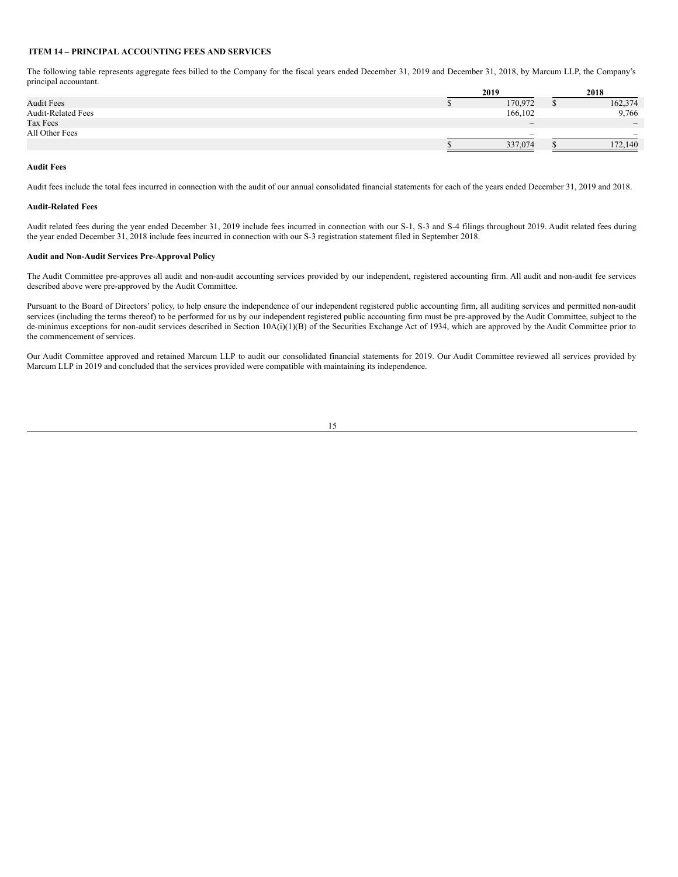### ITEM 14 – PRINCIPAL ACCOUNTING FEES AND SERVICES

The following table represents aggregate fees billed to the Company for the fiscal years ended December 31, 2019 and December 31, 2018, by Marcum LLP, the Company's principal accountant.

| | 2019 | 2018 |
|---|---|---|
| Audit Fees | $ 170,972 | $ 162,374 |
| Audit-Related Fees | 166,102 | 9,766 |
| Tax Fees | – | – |
| All Other Fees | – | – |
| | $ 337,074 | $ 172,140 |

**Audit Fees**

Audit fees include the total fees incurred in connection with the audit of our annual consolidated financial statements for each of the years ended December 31, 2019 and 2018.

**Audit-Related Fees**

Audit related fees during the year ended December 31, 2019 include fees incurred in connection with our S-1, S-3 and S-4 filings throughout 2019. Audit related fees during the year ended December 31, 2018 include fees incurred in connection with our S-3 registration statement filed in September 2018.

**Audit and Non-Audit Services Pre-Approval Policy**

The Audit Committee pre-approves all audit and non-audit accounting services provided by our independent, registered accounting firm. All audit and non-audit fee services described above were pre-approved by the Audit Committee.

Pursuant to the Board of Directors' policy, to help ensure the independence of our independent registered public accounting firm, all auditing services and permitted non-audit services (including the terms thereof) to be performed for us by our independent registered public accounting firm must be pre-approved by the Audit Committee, subject to the de-minimus exceptions for non-audit services described in Section 10A(i)(1)(B) of the Securities Exchange Act of 1934, which are approved by the Audit Committee prior to the commencement of services.

Our Audit Committee approved and retained Marcum LLP to audit our consolidated financial statements for 2019. Our Audit Committee reviewed all services provided by Marcum LLP in 2019 and concluded that the services provided were compatible with maintaining its independence.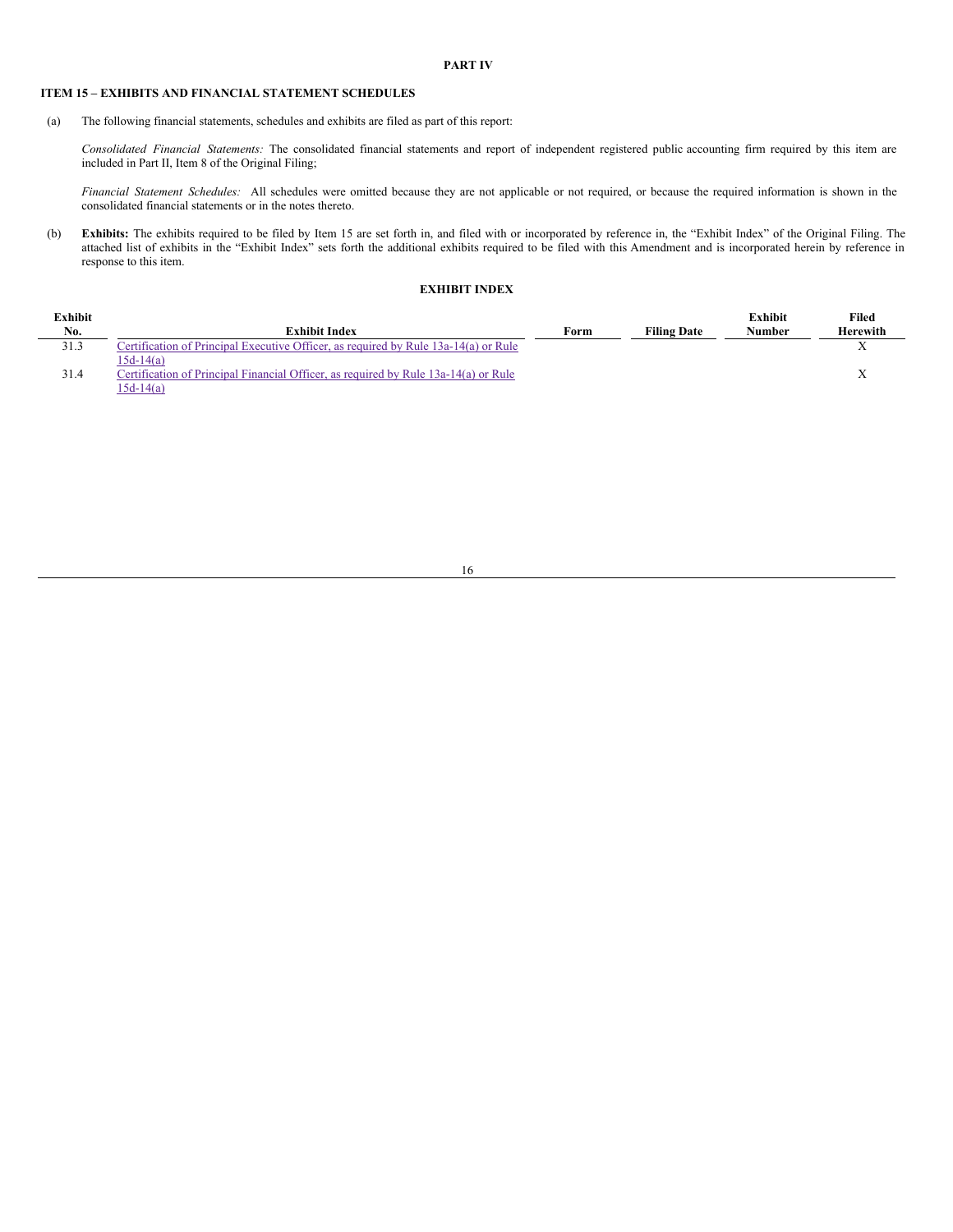# PART IV

## ITEM 15 – EXHIBITS AND FINANCIAL STATEMENT SCHEDULES

(a) The following financial statements, schedules and exhibits are filed as part of this report:

*Consolidated Financial Statements:* The consolidated financial statements and report of independent registered public accounting firm required by this item are included in Part II, Item 8 of the Original Filing;

*Financial Statement Schedules:* All schedules were omitted because they are not applicable or not required, or because the required information is shown in the consolidated financial statements or in the notes thereto.

(b) **Exhibits:** The exhibits required to be filed by Item 15 are set forth in, and filed with or incorporated by reference in, the "Exhibit Index" of the Original Filing. The attached list of exhibits in the "Exhibit Index" sets forth the additional exhibits required to be filed with this Amendment and is incorporated herein by reference in response to this item.

**EXHIBIT INDEX**

| Exhibit No. | Exhibit Index | Form | Filing Date | Exhibit Number | Filed Herewith |
|---|---|---|---|---|---|
| 31.3 | Certification of Principal Executive Officer, as required by Rule 13a-14(a) or Rule 15d-14(a) | | | | X |
| 31.4 | Certification of Principal Financial Officer, as required by Rule 13a-14(a) or Rule 15d-14(a) | | | | X |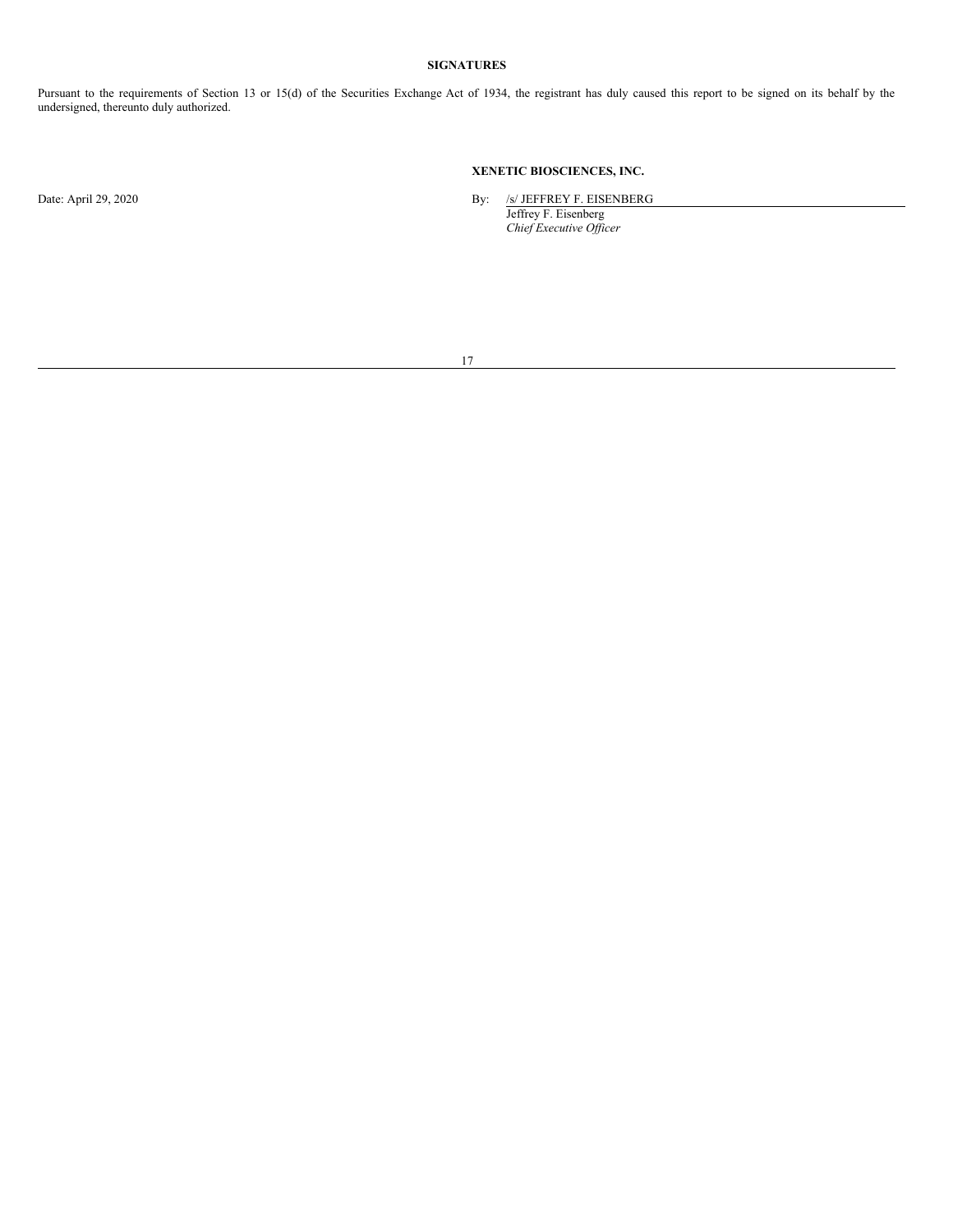## SIGNATURES

Pursuant to the requirements of Section 13 or 15(d) of the Securities Exchange Act of 1934, the registrant has duly caused this report to be signed on its behalf by the undersigned, thereunto duly authorized.

**XENETIC BIOSCIENCES, INC.**

Date: April 29, 2020

By: /s/ JEFFREY F. EISENBERG
Jeffrey F. Eisenberg
*Chief Executive Officer*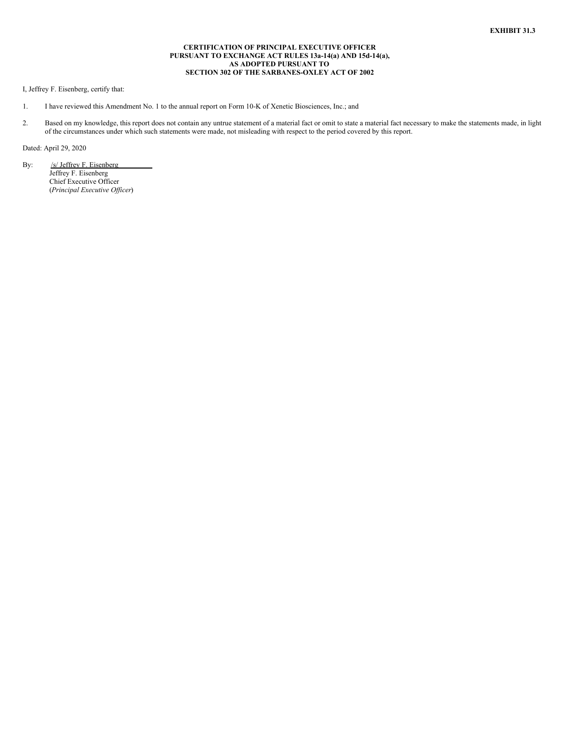**EXHIBIT 31.3**

**CERTIFICATION OF PRINCIPAL EXECUTIVE OFFICER
PURSUANT TO EXCHANGE ACT RULES 13a-14(a) AND 15d-14(a),
AS ADOPTED PURSUANT TO
SECTION 302 OF THE SARBANES-OXLEY ACT OF 2002**

I, Jeffrey F. Eisenberg, certify that:

1. I have reviewed this Amendment No. 1 to the annual report on Form 10-K of Xenetic Biosciences, Inc.; and

2. Based on my knowledge, this report does not contain any untrue statement of a material fact or omit to state a material fact necessary to make the statements made, in light of the circumstances under which such statements were made, not misleading with respect to the period covered by this report.

Dated: April 29, 2020

By: /s/ Jeffrey F. Eisenberg
Jeffrey F. Eisenberg
Chief Executive Officer
(*Principal Executive Officer*)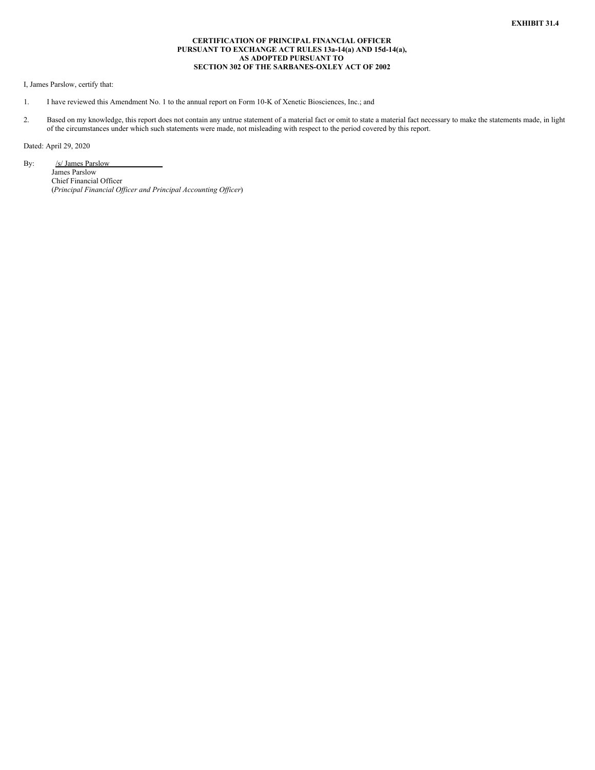**EXHIBIT 31.4**

**CERTIFICATION OF PRINCIPAL FINANCIAL OFFICER**
**PURSUANT TO EXCHANGE ACT RULES 13a-14(a) AND 15d-14(a),**
**AS ADOPTED PURSUANT TO**
**SECTION 302 OF THE SARBANES-OXLEY ACT OF 2002**

I, James Parslow, certify that:

1. I have reviewed this Amendment No. 1 to the annual report on Form 10-K of Xenetic Biosciences, Inc.; and

2. Based on my knowledge, this report does not contain any untrue statement of a material fact or omit to state a material fact necessary to make the statements made, in light of the circumstances under which such statements were made, not misleading with respect to the period covered by this report.

Dated: April 29, 2020

By: /s/ James Parslow
James Parslow
Chief Financial Officer
(*Principal Financial Officer and Principal Accounting Officer*)